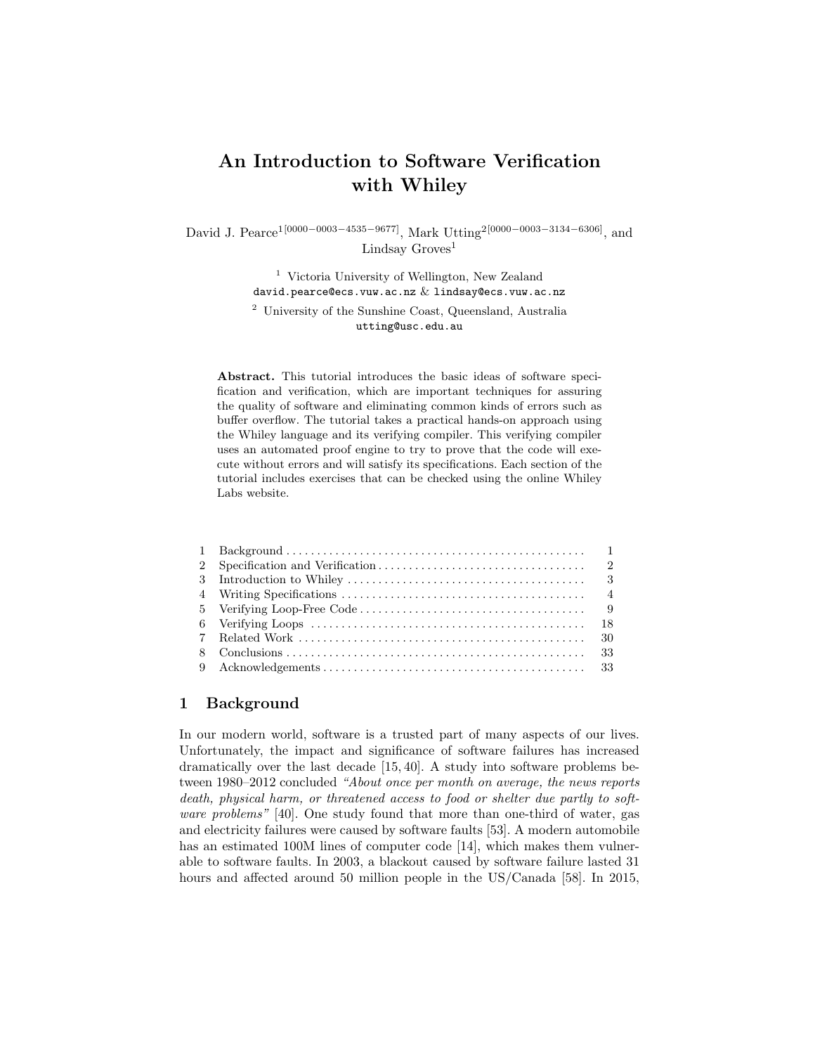# An Introduction to Software Verification with Whiley

David J. Pearce[1[0000−0003−4535−9677]], Mark Utting[2[0000−0003−3134−6306]], and Lindsay Groves[1]

[1] Victoria University of Wellington, New Zealand
david.pearce@ecs.vuw.ac.nz & lindsay@ecs.vuw.ac.nz

[2] University of the Sunshine Coast, Queensland, Australia
utting@usc.edu.au

**Abstract.** This tutorial introduces the basic ideas of software specification and verification, which are important techniques for assuring the quality of software and eliminating common kinds of errors such as buffer overflow. The tutorial takes a practical hands-on approach using the Whiley language and its verifying compiler. This verifying compiler uses an automated proof engine to try to prove that the code will execute without errors and will satisfy its specifications. Each section of the tutorial includes exercises that can be checked using the online Whiley Labs website.

| | | |
|---|---|---|
| 1 | Background | 1 |
| 2 | Specification and Verification | 2 |
| 3 | Introduction to Whiley | 3 |
| 4 | Writing Specifications | 4 |
| 5 | Verifying Loop-Free Code | 9 |
| 6 | Verifying Loops | 18 |
| 7 | Related Work | 30 |
| 8 | Conclusions | 33 |
| 9 | Acknowledgements | 33 |

## 1 Background

In our modern world, software is a trusted part of many aspects of our lives. Unfortunately, the impact and significance of software failures has increased dramatically over the last decade [15, 40]. A study into software problems between 1980–2012 concluded *"About once per month on average, the news reports death, physical harm, or threatened access to food or shelter due partly to software problems"* [40]. One study found that more than one-third of water, gas and electricity failures were caused by software faults [53]. A modern automobile has an estimated 100M lines of computer code [14], which makes them vulnerable to software faults. In 2003, a blackout caused by software failure lasted 31 hours and affected around 50 million people in the US/Canada [58]. In 2015,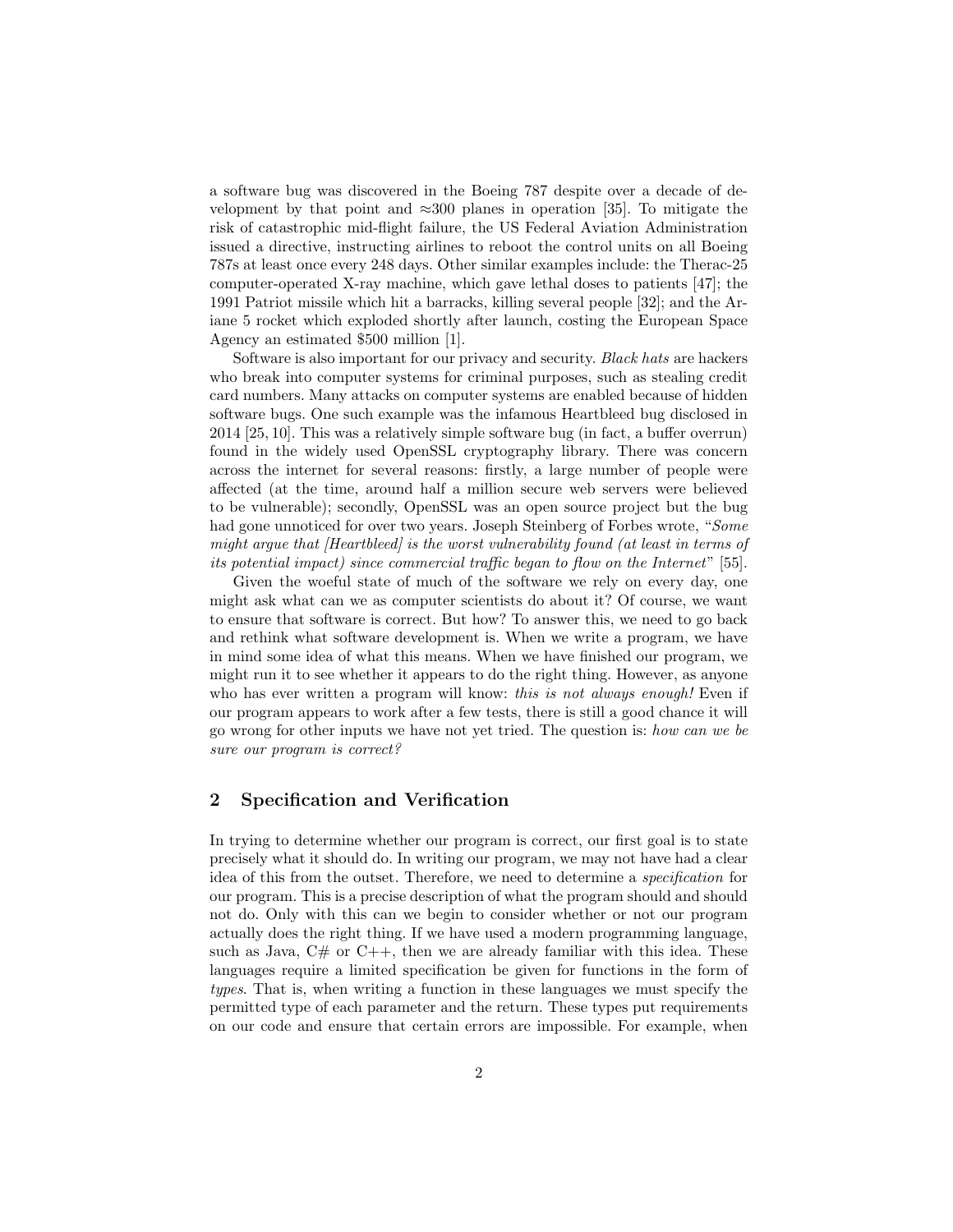a software bug was discovered in the Boeing 787 despite over a decade of development by that point and ≈300 planes in operation [35]. To mitigate the risk of catastrophic mid-flight failure, the US Federal Aviation Administration issued a directive, instructing airlines to reboot the control units on all Boeing 787s at least once every 248 days. Other similar examples include: the Therac-25 computer-operated X-ray machine, which gave lethal doses to patients [47]; the 1991 Patriot missile which hit a barracks, killing several people [32]; and the Ariane 5 rocket which exploded shortly after launch, costing the European Space Agency an estimated $500 million [1].

Software is also important for our privacy and security. *Black hats* are hackers who break into computer systems for criminal purposes, such as stealing credit card numbers. Many attacks on computer systems are enabled because of hidden software bugs. One such example was the infamous Heartbleed bug disclosed in 2014 [25, 10]. This was a relatively simple software bug (in fact, a buffer overrun) found in the widely used OpenSSL cryptography library. There was concern across the internet for several reasons: firstly, a large number of people were affected (at the time, around half a million secure web servers were believed to be vulnerable); secondly, OpenSSL was an open source project but the bug had gone unnoticed for over two years. Joseph Steinberg of Forbes wrote, "*Some might argue that [Heartbleed] is the worst vulnerability found (at least in terms of its potential impact) since commercial traffic began to flow on the Internet*" [55].

Given the woeful state of much of the software we rely on every day, one might ask what can we as computer scientists do about it? Of course, we want to ensure that software is correct. But how? To answer this, we need to go back and rethink what software development is. When we write a program, we have in mind some idea of what this means. When we have finished our program, we might run it to see whether it appears to do the right thing. However, as anyone who has ever written a program will know: *this is not always enough!* Even if our program appears to work after a few tests, there is still a good chance it will go wrong for other inputs we have not yet tried. The question is: *how can we be sure our program is correct?*

## 2 Specification and Verification

In trying to determine whether our program is correct, our first goal is to state precisely what it should do. In writing our program, we may not have had a clear idea of this from the outset. Therefore, we need to determine a *specification* for our program. This is a precise description of what the program should and should not do. Only with this can we begin to consider whether or not our program actually does the right thing. If we have used a modern programming language, such as Java, C# or C++, then we are already familiar with this idea. These languages require a limited specification be given for functions in the form of *types*. That is, when writing a function in these languages we must specify the permitted type of each parameter and the return. These types put requirements on our code and ensure that certain errors are impossible. For example, when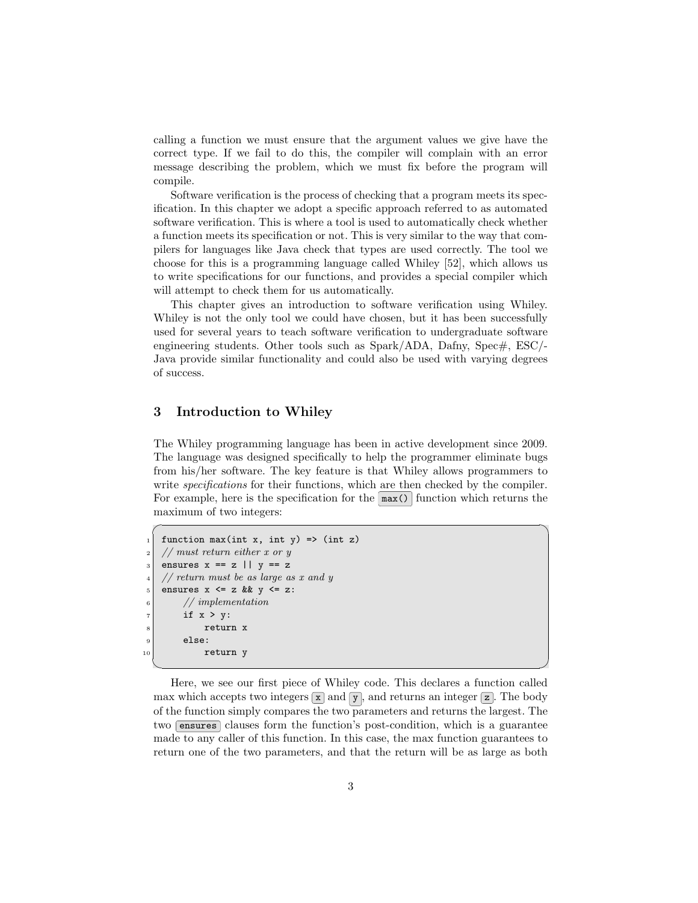calling a function we must ensure that the argument values we give have the correct type. If we fail to do this, the compiler will complain with an error message describing the problem, which we must fix before the program will compile.

Software verification is the process of checking that a program meets its specification. In this chapter we adopt a specific approach referred to as automated software verification. This is where a tool is used to automatically check whether a function meets its specification or not. This is very similar to the way that compilers for languages like Java check that types are used correctly. The tool we choose for this is a programming language called Whiley [52], which allows us to write specifications for our functions, and provides a special compiler which will attempt to check them for us automatically.

This chapter gives an introduction to software verification using Whiley. Whiley is not the only tool we could have chosen, but it has been successfully used for several years to teach software verification to undergraduate software engineering students. Other tools such as Spark/ADA, Dafny, Spec#, ESC/-Java provide similar functionality and could also be used with varying degrees of success.

## 3 Introduction to Whiley

The Whiley programming language has been in active development since 2009. The language was designed specifically to help the programmer eliminate bugs from his/her software. The key feature is that Whiley allows programmers to write *specifications* for their functions, which are then checked by the compiler. For example, here is the specification for the `max()` function which returns the maximum of two integers:

```
function max(int x, int y) => (int z)
// must return either x or y
ensures x == z || y == z
// return must be as large as x and y
ensures x <= z && y <= z:
    // implementation
    if x > y:
        return x
    else:
        return y
```

Here, we see our first piece of Whiley code. This declares a function called max which accepts two integers `x` and `y`, and returns an integer `z`. The body of the function simply compares the two parameters and returns the largest. The two `ensures` clauses form the function's post-condition, which is a guarantee made to any caller of this function. In this case, the max function guarantees to return one of the two parameters, and that the return will be as large as both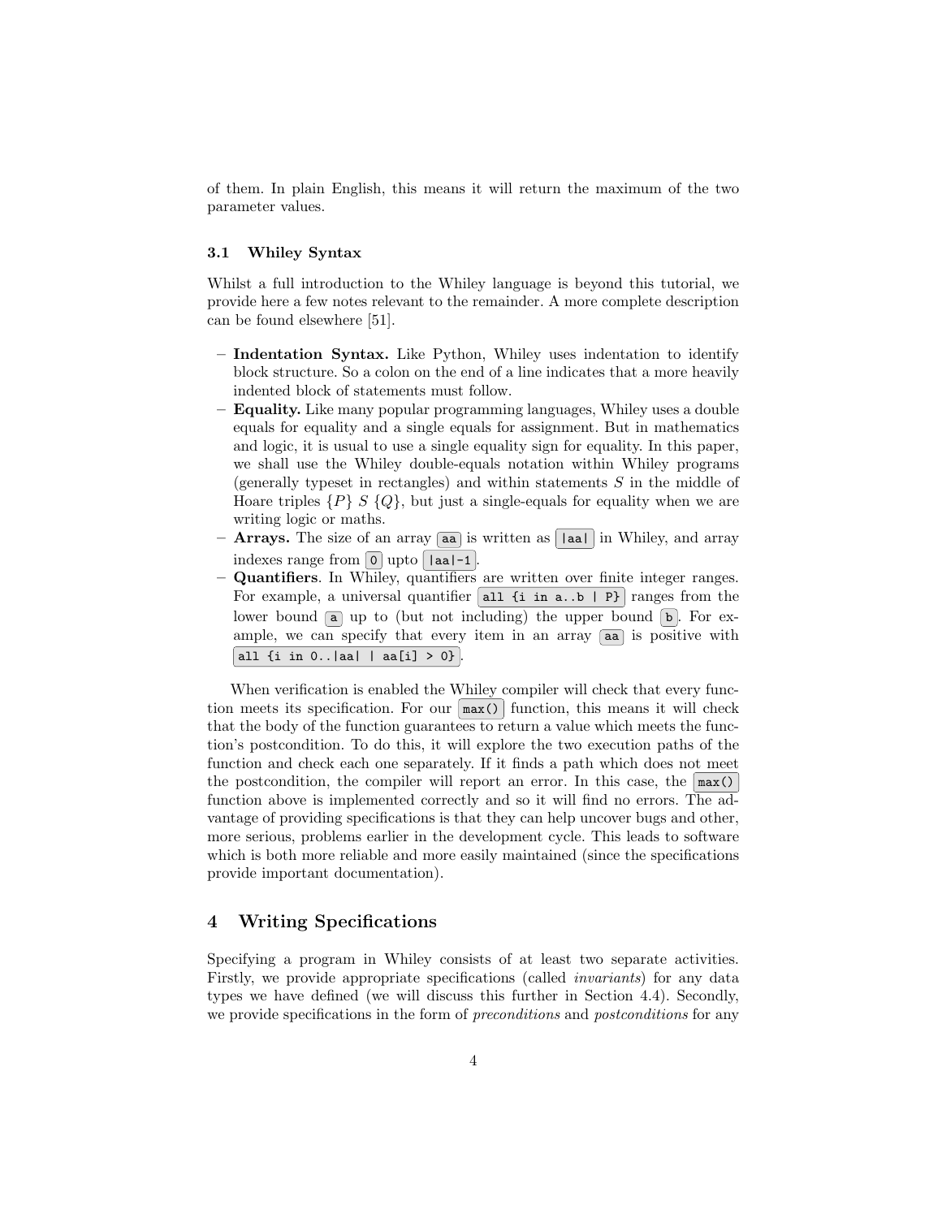of them. In plain English, this means it will return the maximum of the two parameter values.

### 3.1 Whiley Syntax

Whilst a full introduction to the Whiley language is beyond this tutorial, we provide here a few notes relevant to the remainder. A more complete description can be found elsewhere [51].

- **Indentation Syntax.** Like Python, Whiley uses indentation to identify block structure. So a colon on the end of a line indicates that a more heavily indented block of statements must follow.
- **Equality.** Like many popular programming languages, Whiley uses a double equals for equality and a single equals for assignment. But in mathematics and logic, it is usual to use a single equality sign for equality. In this paper, we shall use the Whiley double-equals notation within Whiley programs (generally typeset in rectangles) and within statements $S$ in the middle of Hoare triples $\{P\}\ S\ \{Q\}$, but just a single-equals for equality when we are writing logic or maths.
- **Arrays.** The size of an array `aa` is written as `|aa|` in Whiley, and array indexes range from `0` upto `|aa|-1`.
- **Quantifiers**. In Whiley, quantifiers are written over finite integer ranges. For example, a universal quantifier `all {i in a..b | P}` ranges from the lower bound `a` up to (but not including) the upper bound `b`. For example, we can specify that every item in an array `aa` is positive with `all {i in 0..|aa| | aa[i] > 0}`.

When verification is enabled the Whiley compiler will check that every function meets its specification. For our `max()` function, this means it will check that the body of the function guarantees to return a value which meets the function's postcondition. To do this, it will explore the two execution paths of the function and check each one separately. If it finds a path which does not meet the postcondition, the compiler will report an error. In this case, the `max()` function above is implemented correctly and so it will find no errors. The advantage of providing specifications is that they can help uncover bugs and other, more serious, problems earlier in the development cycle. This leads to software which is both more reliable and more easily maintained (since the specifications provide important documentation).

## 4 Writing Specifications

Specifying a program in Whiley consists of at least two separate activities. Firstly, we provide appropriate specifications (called *invariants*) for any data types we have defined (we will discuss this further in Section 4.4). Secondly, we provide specifications in the form of *preconditions* and *postconditions* for any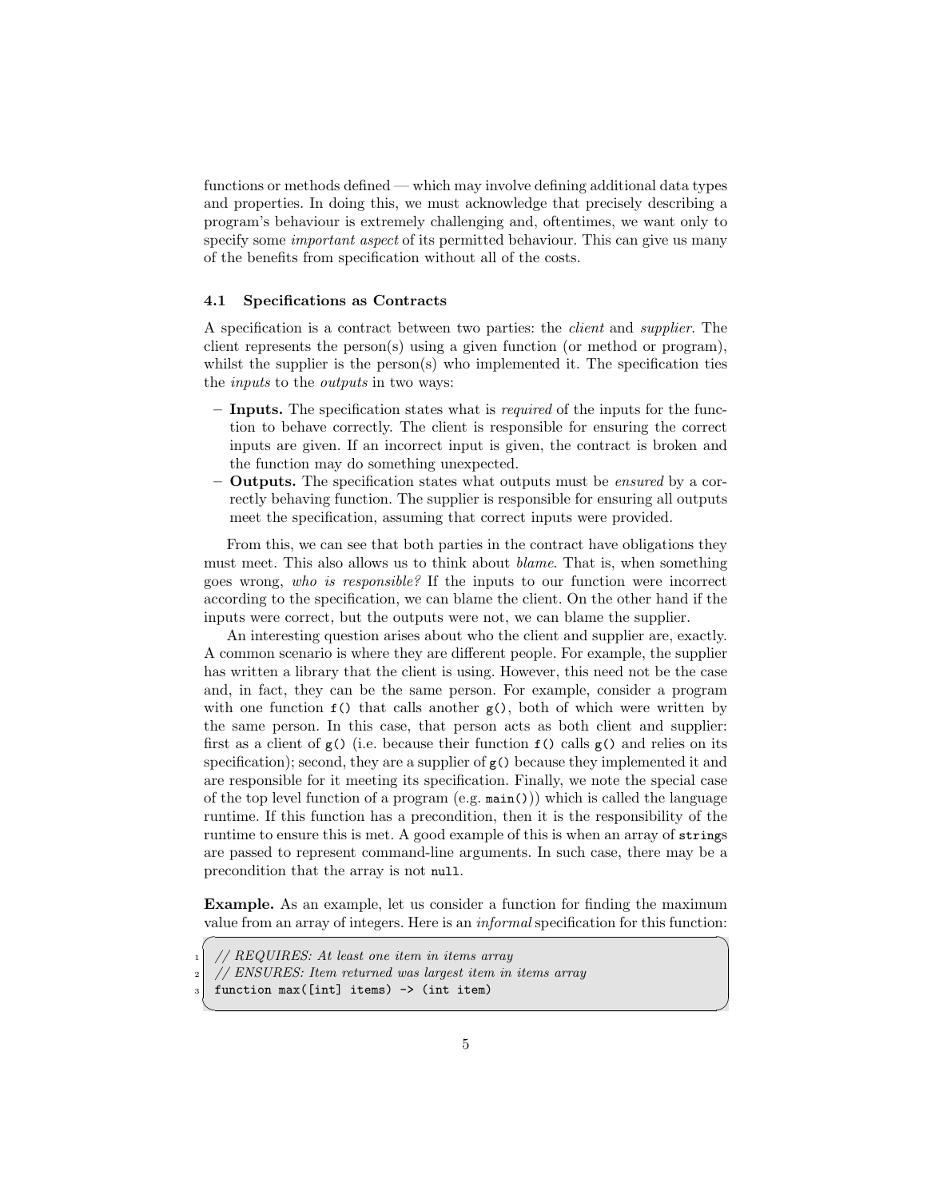functions or methods defined — which may involve defining additional data types and properties. In doing this, we must acknowledge that precisely describing a program's behaviour is extremely challenging and, oftentimes, we want only to specify some *important aspect* of its permitted behaviour. This can give us many of the benefits from specification without all of the costs.

### 4.1 Specifications as Contracts

A specification is a contract between two parties: the *client* and *supplier*. The client represents the person(s) using a given function (or method or program), whilst the supplier is the person(s) who implemented it. The specification ties the *inputs* to the *outputs* in two ways:

- **Inputs.** The specification states what is *required* of the inputs for the function to behave correctly. The client is responsible for ensuring the correct inputs are given. If an incorrect input is given, the contract is broken and the function may do something unexpected.
- **Outputs.** The specification states what outputs must be *ensured* by a correctly behaving function. The supplier is responsible for ensuring all outputs meet the specification, assuming that correct inputs were provided.

From this, we can see that both parties in the contract have obligations they must meet. This also allows us to think about *blame*. That is, when something goes wrong, *who is responsible?* If the inputs to our function were incorrect according to the specification, we can blame the client. On the other hand if the inputs were correct, but the outputs were not, we can blame the supplier.

An interesting question arises about who the client and supplier are, exactly. A common scenario is where they are different people. For example, the supplier has written a library that the client is using. However, this need not be the case and, in fact, they can be the same person. For example, consider a program with one function `f()` that calls another `g()`, both of which were written by the same person. In this case, that person acts as both client and supplier: first as a client of `g()` (i.e. because their function `f()` calls `g()` and relies on its specification); second, they are a supplier of `g()` because they implemented it and are responsible for it meeting its specification. Finally, we note the special case of the top level function of a program (e.g. `main()`)) which is called the language runtime. If this function has a precondition, then it is the responsibility of the runtime to ensure this is met. A good example of this is when an array of `string`s are passed to represent command-line arguments. In such case, there may be a precondition that the array is not `null`.

**Example.** As an example, let us consider a function for finding the maximum value from an array of integers. Here is an *informal* specification for this function:

```
// REQUIRES: At least one item in items array
// ENSURES: Item returned was largest item in items array
function max([int] items) -> (int item)
```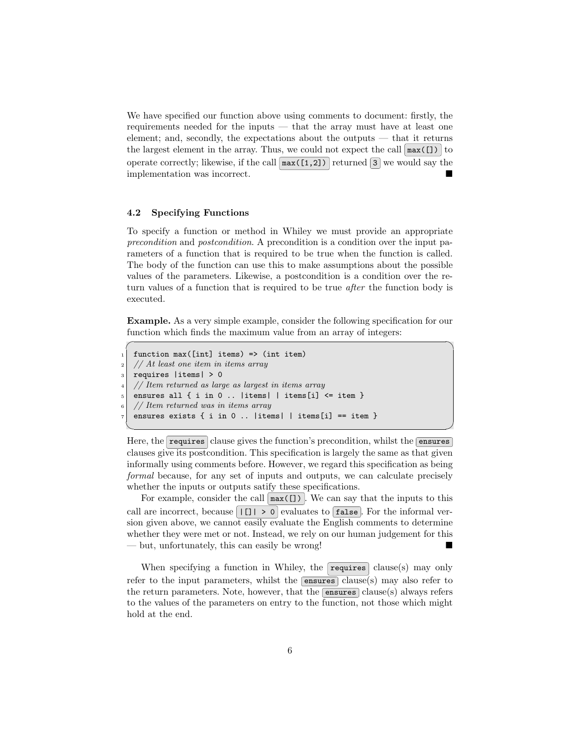We have specified our function above using comments to document: firstly, the requirements needed for the inputs — that the array must have at least one element; and, secondly, the expectations about the outputs — that it returns the largest element in the array. Thus, we could not expect the call `max([])` to operate correctly; likewise, if the call `max([1,2])` returned `3` we would say the implementation was incorrect. ■

### 4.2 Specifying Functions

To specify a function or method in Whiley we must provide an appropriate *precondition* and *postcondition*. A precondition is a condition over the input parameters of a function that is required to be true when the function is called. The body of the function can use this to make assumptions about the possible values of the parameters. Likewise, a postcondition is a condition over the return values of a function that is required to be true *after* the function body is executed.

**Example.** As a very simple example, consider the following specification for our function which finds the maximum value from an array of integers:

```
function max([int] items) => (int item)
// At least one item in items array
requires |items| > 0
// Item returned as large as largest in items array
ensures all { i in 0 .. |items| | items[i] <= item }
// Item returned was in items array
ensures exists { i in 0 .. |items| | items[i] == item }
```

Here, the `requires` clause gives the function's precondition, whilst the `ensures` clauses give its postcondition. This specification is largely the same as that given informally using comments before. However, we regard this specification as being *formal* because, for any set of inputs and outputs, we can calculate precisely whether the inputs or outputs satify these specifications.

For example, consider the call `max([])`. We can say that the inputs to this call are incorrect, because `|[]| > 0` evaluates to `false`. For the informal version given above, we cannot easily evaluate the English comments to determine whether they were met or not. Instead, we rely on our human judgement for this — but, unfortunately, this can easily be wrong! ■

When specifying a function in Whiley, the `requires` clause(s) may only refer to the input parameters, whilst the `ensures` clause(s) may also refer to the return parameters. Note, however, that the `ensures` clause(s) always refers to the values of the parameters on entry to the function, not those which might hold at the end.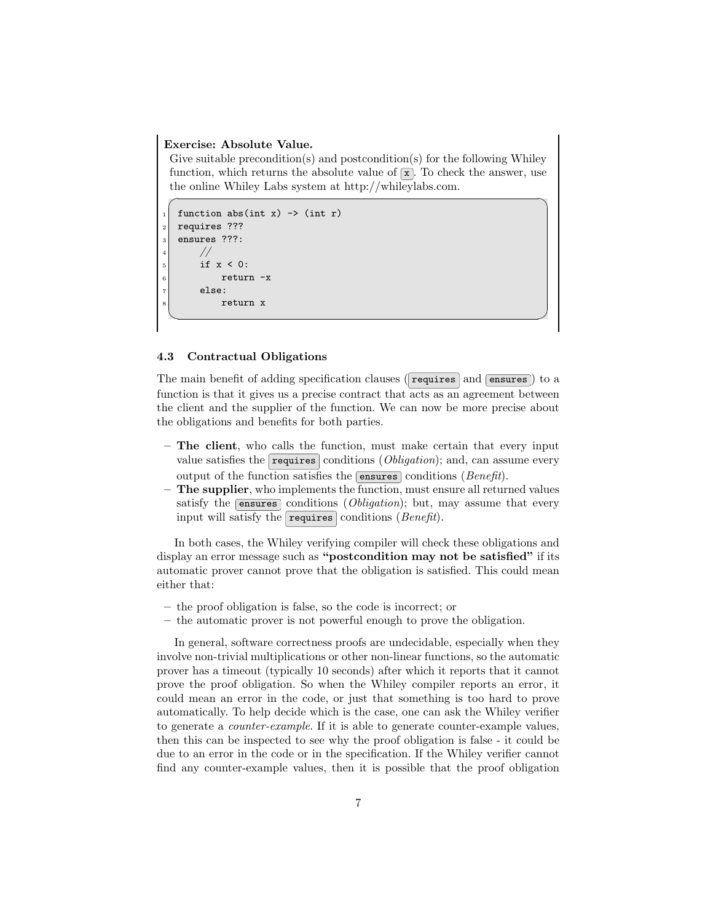**Exercise: Absolute Value.**

Give suitable precondition(s) and postcondition(s) for the following Whiley function, which returns the absolute value of `x`. To check the answer, use the online Whiley Labs system at http://whileylabs.com.

```
function abs(int x) -> (int r)
requires ???
ensures ???:
    //
    if x < 0:
        return -x
    else:
        return x
```

### 4.3 Contractual Obligations

The main benefit of adding specification clauses (`requires` and `ensures`) to a function is that it gives us a precise contract that acts as an agreement between the client and the supplier of the function. We can now be more precise about the obligations and benefits for both parties.

- **The client**, who calls the function, must make certain that every input value satisfies the `requires` conditions (*Obligation*); and, can assume every output of the function satisfies the `ensures` conditions (*Benefit*).
- **The supplier**, who implements the function, must ensure all returned values satisfy the `ensures` conditions (*Obligation*); but, may assume that every input will satisfy the `requires` conditions (*Benefit*).

In both cases, the Whiley verifying compiler will check these obligations and display an error message such as **"postcondition may not be satisfied"** if its automatic prover cannot prove that the obligation is satisfied. This could mean either that:

- the proof obligation is false, so the code is incorrect; or
- the automatic prover is not powerful enough to prove the obligation.

In general, software correctness proofs are undecidable, especially when they involve non-trivial multiplications or other non-linear functions, so the automatic prover has a timeout (typically 10 seconds) after which it reports that it cannot prove the proof obligation. So when the Whiley compiler reports an error, it could mean an error in the code, or just that something is too hard to prove automatically. To help decide which is the case, one can ask the Whiley verifier to generate a *counter-example*. If it is able to generate counter-example values, then this can be inspected to see why the proof obligation is false - it could be due to an error in the code or in the specification. If the Whiley verifier cannot find any counter-example values, then it is possible that the proof obligation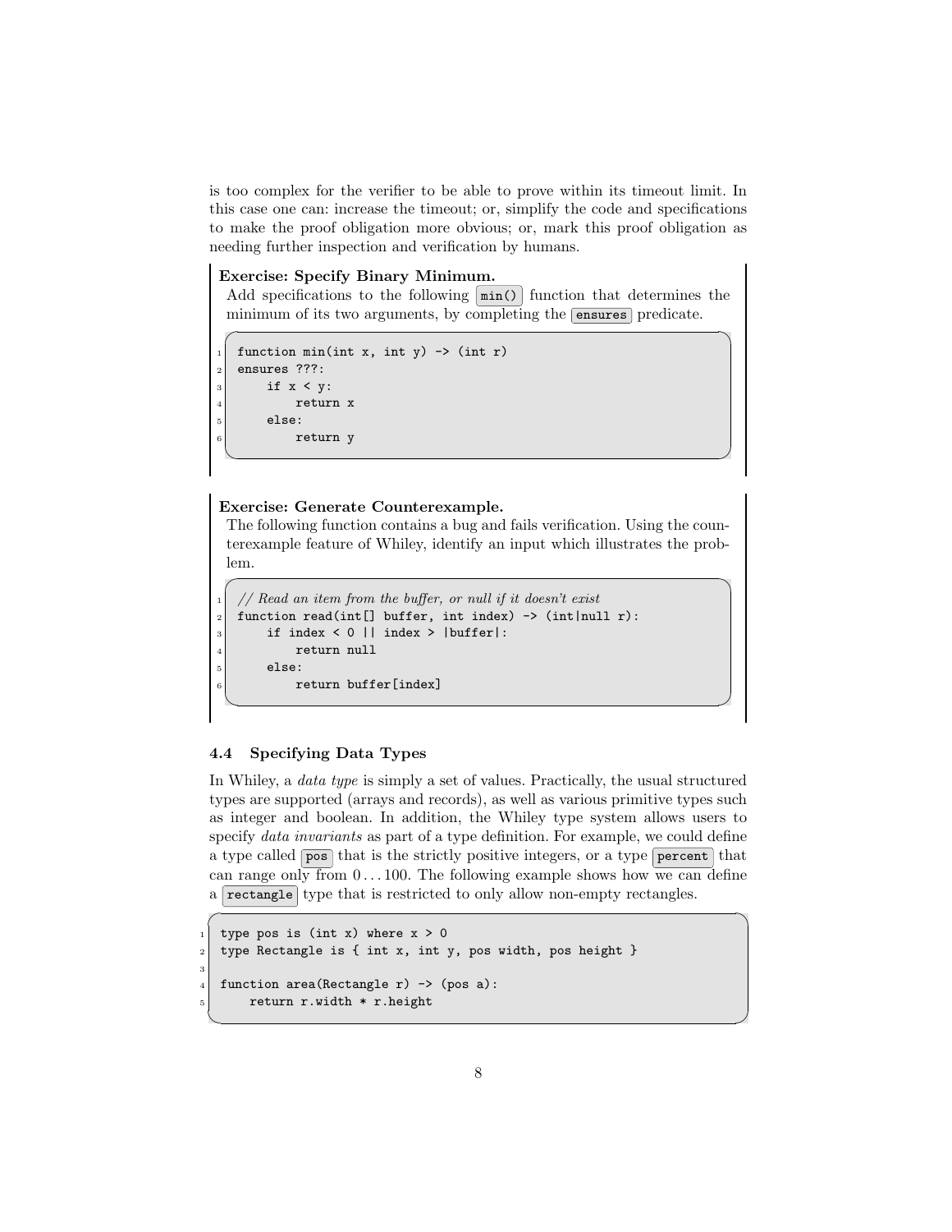is too complex for the verifier to be able to prove within its timeout limit. In this case one can: increase the timeout; or, simplify the code and specifications to make the proof obligation more obvious; or, mark this proof obligation as needing further inspection and verification by humans.

**Exercise: Specify Binary Minimum.**
Add specifications to the following `min()` function that determines the minimum of its two arguments, by completing the `ensures` predicate.

```
function min(int x, int y) -> (int r)
ensures ???:
    if x < y:
        return x
    else:
        return y
```

**Exercise: Generate Counterexample.**
The following function contains a bug and fails verification. Using the counterexample feature of Whiley, identify an input which illustrates the problem.

```
// Read an item from the buffer, or null if it doesn't exist
function read(int[] buffer, int index) -> (int|null r):
    if index < 0 || index > |buffer|:
        return null
    else:
        return buffer[index]
```

### 4.4 Specifying Data Types

In Whiley, a *data type* is simply a set of values. Practically, the usual structured types are supported (arrays and records), as well as various primitive types such as integer and boolean. In addition, the Whiley type system allows users to specify *data invariants* as part of a type definition. For example, we could define a type called `pos` that is the strictly positive integers, or a type `percent` that can range only from $0 \ldots 100$. The following example shows how we can define a `rectangle` type that is restricted to only allow non-empty rectangles.

```
type pos is (int x) where x > 0
type Rectangle is { int x, int y, pos width, pos height }

function area(Rectangle r) -> (pos a):
    return r.width * r.height
```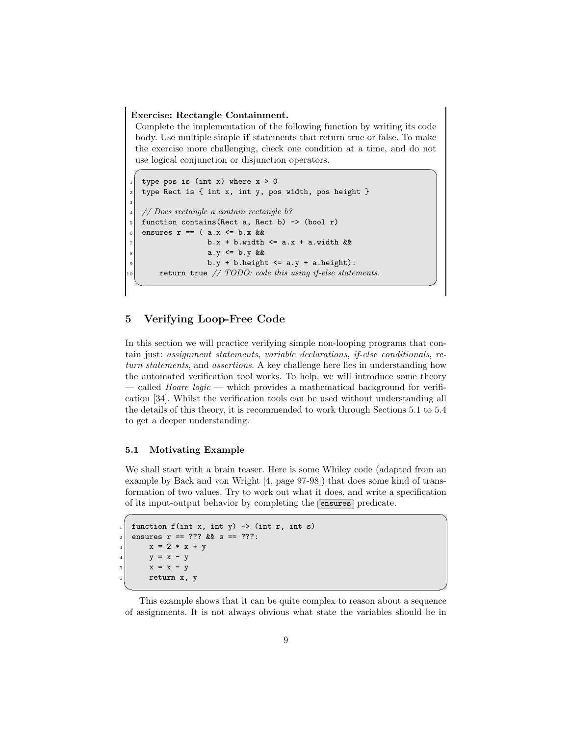**Exercise: Rectangle Containment.**

Complete the implementation of the following function by writing its code body. Use multiple simple **if** statements that return true or false. To make the exercise more challenging, check one condition at a time, and do not use logical conjunction or disjunction operators.

```
type pos is (int x) where x > 0
type Rect is { int x, int y, pos width, pos height }

// Does rectangle a contain rectangle b?
function contains(Rect a, Rect b) -> (bool r)
ensures r == ( a.x <= b.x &&
               b.x + b.width <= a.x + a.width &&
               a.y <= b.y &&
               b.y + b.height <= a.y + a.height):
    return true // TODO: code this using if-else statements.
```

## 5 Verifying Loop-Free Code

In this section we will practice verifying simple non-looping programs that contain just: *assignment statements*, *variable declarations*, *if-else conditionals*, *return statements*, and *assertions*. A key challenge here lies in understanding how the automated verification tool works. To help, we will introduce some theory — called *Hoare logic* — which provides a mathematical background for verification [34]. Whilst the verification tools can be used without understanding all the details of this theory, it is recommended to work through Sections 5.1 to 5.4 to get a deeper understanding.

### 5.1 Motivating Example

We shall start with a brain teaser. Here is some Whiley code (adapted from an example by Back and von Wright [4, page 97-98]) that does some kind of transformation of two values. Try to work out what it does, and write a specification of its input-output behavior by completing the `ensures` predicate.

```
function f(int x, int y) -> (int r, int s)
ensures r == ??? && s == ???:
    x = 2 * x + y
    y = x - y
    x = x - y
    return x, y
```

This example shows that it can be quite complex to reason about a sequence of assignments. It is not always obvious what state the variables should be in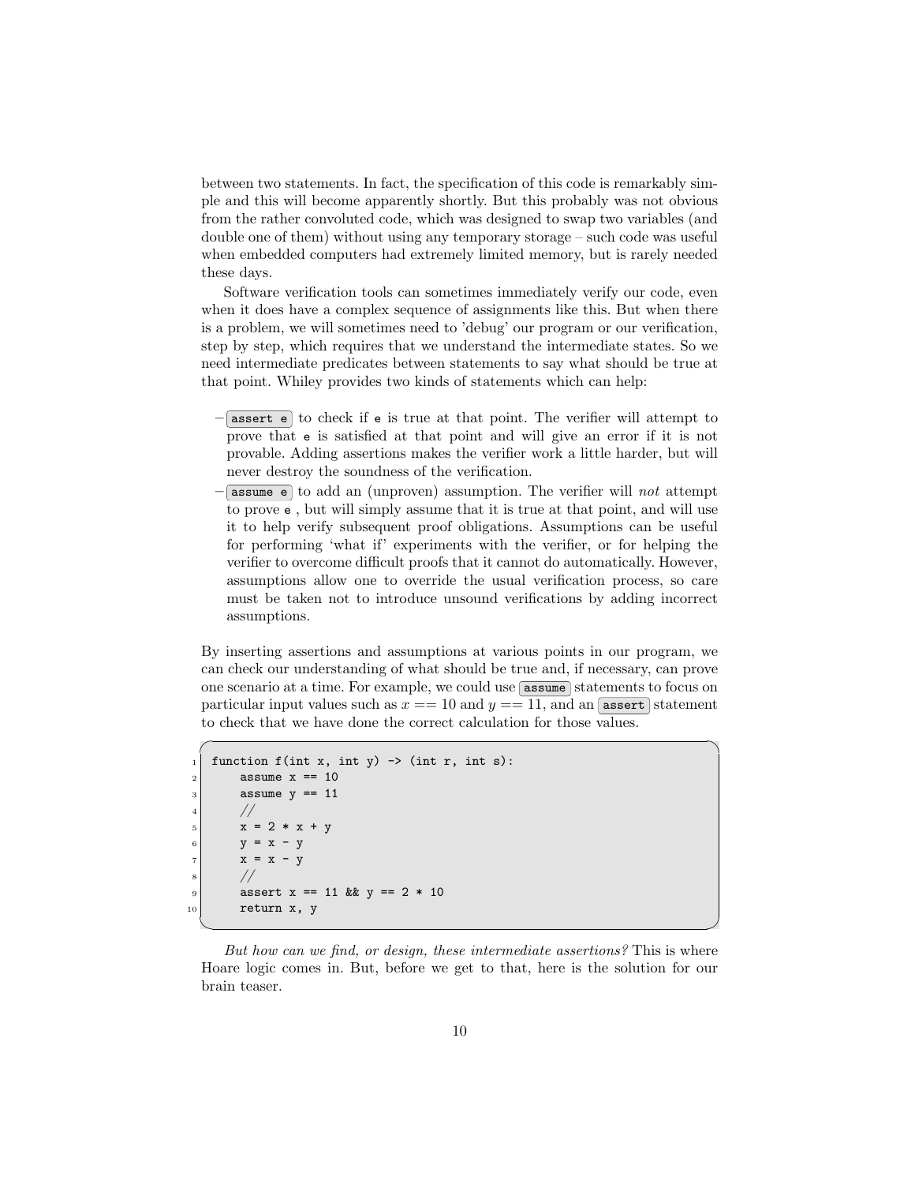between two statements. In fact, the specification of this code is remarkably simple and this will become apparently shortly. But this probably was not obvious from the rather convoluted code, which was designed to swap two variables (and double one of them) without using any temporary storage – such code was useful when embedded computers had extremely limited memory, but is rarely needed these days.

Software verification tools can sometimes immediately verify our code, even when it does have a complex sequence of assignments like this. But when there is a problem, we will sometimes need to 'debug' our program or our verification, step by step, which requires that we understand the intermediate states. So we need intermediate predicates between statements to say what should be true at that point. Whiley provides two kinds of statements which can help:

- `assert e` to check if `e` is true at that point. The verifier will attempt to prove that `e` is satisfied at that point and will give an error if it is not provable. Adding assertions makes the verifier work a little harder, but will never destroy the soundness of the verification.
- `assume e` to add an (unproven) assumption. The verifier will *not* attempt to prove `e` , but will simply assume that it is true at that point, and will use it to help verify subsequent proof obligations. Assumptions can be useful for performing 'what if' experiments with the verifier, or for helping the verifier to overcome difficult proofs that it cannot do automatically. However, assumptions allow one to override the usual verification process, so care must be taken not to introduce unsound verifications by adding incorrect assumptions.

By inserting assertions and assumptions at various points in our program, we can check our understanding of what should be true and, if necessary, can prove one scenario at a time. For example, we could use `assume` statements to focus on particular input values such as $x == 10$ and $y == 11$, and an `assert` statement to check that we have done the correct calculation for those values.

```
function f(int x, int y) -> (int r, int s):
    assume x == 10
    assume y == 11
    //
    x = 2 * x + y
    y = x - y
    x = x - y
    //
    assert x == 11 && y == 2 * 10
    return x, y
```

*But how can we find, or design, these intermediate assertions?* This is where Hoare logic comes in. But, before we get to that, here is the solution for our brain teaser.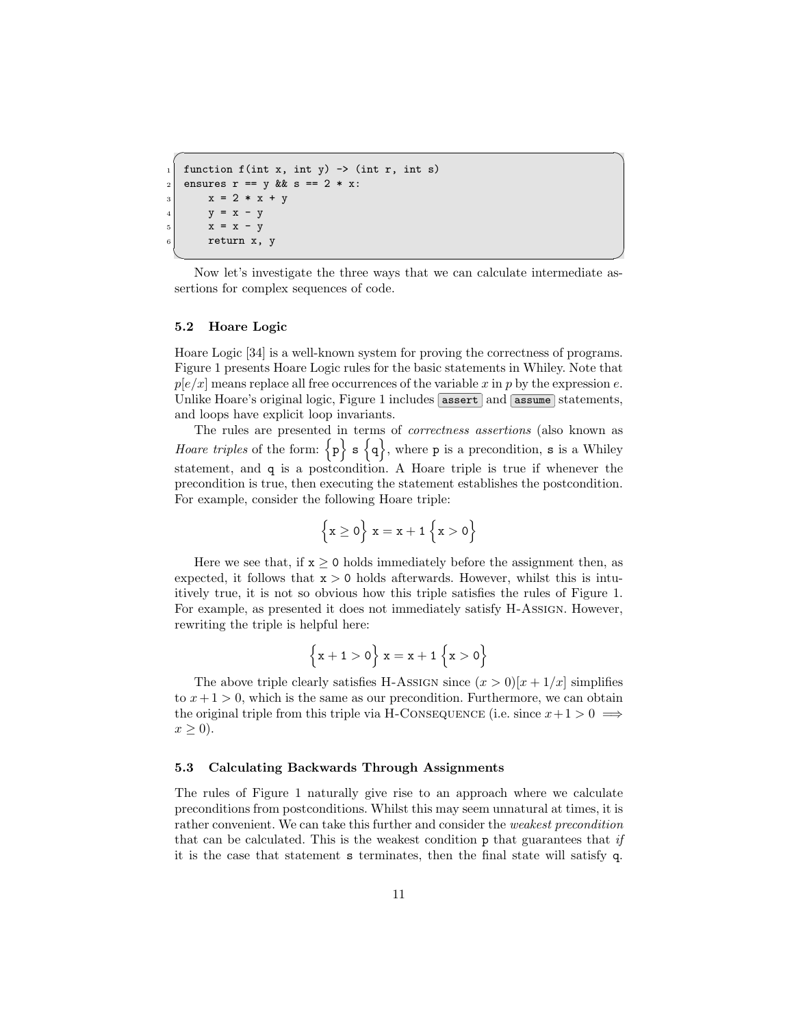```
function f(int x, int y) -> (int r, int s)
ensures r == y && s == 2 * x:
    x = 2 * x + y
    y = x - y
    x = x - y
    return x, y
```

Now let's investigate the three ways that we can calculate intermediate assertions for complex sequences of code.

### 5.2 Hoare Logic

Hoare Logic [34] is a well-known system for proving the correctness of programs. Figure 1 presents Hoare Logic rules for the basic statements in Whiley. Note that $p[e/x]$ means replace all free occurrences of the variable $x$ in $p$ by the expression $e$. Unlike Hoare's original logic, Figure 1 includes `assert` and `assume` statements, and loops have explicit loop invariants.

The rules are presented in terms of *correctness assertions* (also known as *Hoare triples* of the form: $\{\texttt{p}\}\ \texttt{s}\ \{\texttt{q}\}$, where `p` is a precondition, `s` is a Whiley statement, and `q` is a postcondition. A Hoare triple is true if whenever the precondition is true, then executing the statement establishes the postcondition. For example, consider the following Hoare triple:

$$\{\texttt{x} \geq \texttt{0}\}\ \texttt{x} = \texttt{x} + \texttt{1}\ \{\texttt{x} > \texttt{0}\}$$

Here we see that, if $\texttt{x} \geq \texttt{0}$ holds immediately before the assignment then, as expected, it follows that $\texttt{x} > \texttt{0}$ holds afterwards. However, whilst this is intuitively true, it is not so obvious how this triple satisfies the rules of Figure 1. For example, as presented it does not immediately satisfy H-Assign. However, rewriting the triple is helpful here:

$$\{\texttt{x} + \texttt{1} > \texttt{0}\}\ \texttt{x} = \texttt{x} + \texttt{1}\ \{\texttt{x} > \texttt{0}\}$$

The above triple clearly satisfies H-Assign since $(x > 0)[x + 1/x]$ simplifies to $x + 1 > 0$, which is the same as our precondition. Furthermore, we can obtain the original triple from this triple via H-Consequence (i.e. since $x + 1 > 0 \implies x \geq 0$).

### 5.3 Calculating Backwards Through Assignments

The rules of Figure 1 naturally give rise to an approach where we calculate preconditions from postconditions. Whilst this may seem unnatural at times, it is rather convenient. We can take this further and consider the *weakest precondition* that can be calculated. This is the weakest condition `p` that guarantees that *if* it is the case that statement `s` terminates, then the final state will satisfy `q`.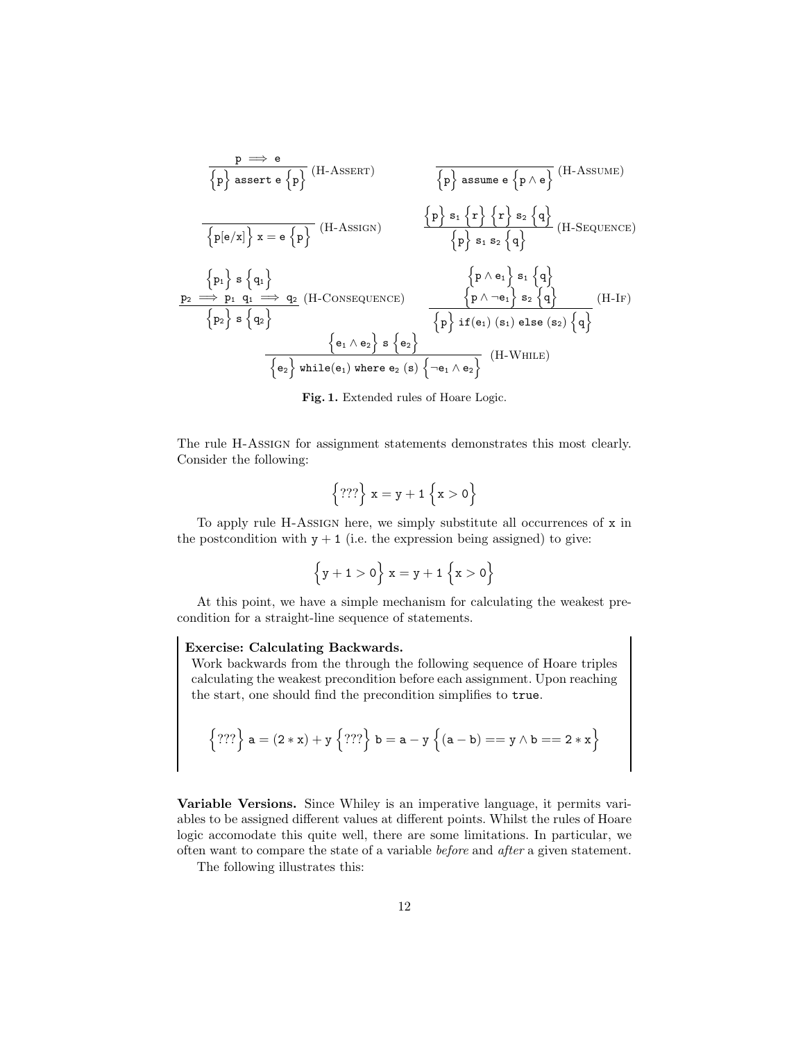$$\frac{\texttt{p} \implies \texttt{e}}{\Big\{\texttt{p}\Big\}\ \texttt{assert e}\ \Big\{\texttt{p}\Big\}}\ (\text{H-Assert}) \qquad \frac{}{\Big\{\texttt{p}\Big\}\ \texttt{assume e}\ \Big\{\texttt{p} \wedge \texttt{e}\Big\}}\ (\text{H-Assume})$$

$$\frac{}{\Big\{\texttt{p[e/x]}\Big\}\ \texttt{x = e}\ \Big\{\texttt{p}\Big\}}\ (\text{H-Assign}) \qquad \frac{\Big\{\texttt{p}\Big\}\ \texttt{s}_1\ \Big\{\texttt{r}\Big\}\ \Big\{\texttt{r}\Big\}\ \texttt{s}_2\ \Big\{\texttt{q}\Big\}}{\Big\{\texttt{p}\Big\}\ \texttt{s}_1\ \texttt{s}_2\ \Big\{\texttt{q}\Big\}}\ (\text{H-Sequence})$$

$$\frac{\begin{array}{c}\Big\{\texttt{p}_1\Big\}\ \texttt{s}\ \Big\{\texttt{q}_1\Big\} \\ \texttt{p}_2 \implies \texttt{p}_1\ \ \texttt{q}_1 \implies \texttt{q}_2\end{array}}{\Big\{\texttt{p}_2\Big\}\ \texttt{s}\ \Big\{\texttt{q}_2\Big\}}\ (\text{H-Consequence}) \qquad \frac{\begin{array}{c}\Big\{\texttt{p} \wedge \texttt{e}_1\Big\}\ \texttt{s}_1\ \Big\{\texttt{q}\Big\} \\ \Big\{\texttt{p} \wedge \neg\texttt{e}_1\Big\}\ \texttt{s}_2\ \Big\{\texttt{q}\Big\}\end{array}}{\Big\{\texttt{p}\Big\}\ \texttt{if(e}_1\texttt{) (s}_1\texttt{) else (s}_2\texttt{)}\ \Big\{\texttt{q}\Big\}}\ (\text{H-If})$$

$$\frac{\Big\{\texttt{e}_1 \wedge \texttt{e}_2\Big\}\ \texttt{s}\ \Big\{\texttt{e}_2\Big\}}{\Big\{\texttt{e}_2\Big\}\ \texttt{while(e}_1\texttt{) where e}_2\ \texttt{(s)}\ \Big\{\neg\texttt{e}_1 \wedge \texttt{e}_2\Big\}}\ (\text{H-While})$$

**Fig. 1.** Extended rules of Hoare Logic.

The rule H-Assign for assignment statements demonstrates this most clearly. Consider the following:

$$\Big\{???\Big\}\ \texttt{x} = \texttt{y} + 1\ \Big\{\texttt{x} > 0\Big\}$$

To apply rule H-Assign here, we simply substitute all occurrences of `x` in the postcondition with `y + 1` (i.e. the expression being assigned) to give:

$$\Big\{\texttt{y} + 1 > 0\Big\}\ \texttt{x} = \texttt{y} + 1\ \Big\{\texttt{x} > 0\Big\}$$

At this point, we have a simple mechanism for calculating the weakest precondition for a straight-line sequence of statements.

> **Exercise: Calculating Backwards.**
> Work backwards from the through the following sequence of Hoare triples calculating the weakest precondition before each assignment. Upon reaching the start, one should find the precondition simplifies to `true`.
>
> $$\Big\{???\Big\}\ \texttt{a} = (2 * \texttt{x}) + \texttt{y}\ \Big\{???\Big\}\ \texttt{b} = \texttt{a} - \texttt{y}\ \Big\{(\texttt{a} - \texttt{b}) == \texttt{y} \wedge \texttt{b} == 2 * \texttt{x}\Big\}$$

**Variable Versions.** Since Whiley is an imperative language, it permits variables to be assigned different values at different points. Whilst the rules of Hoare logic accomodate this quite well, there are some limitations. In particular, we often want to compare the state of a variable *before* and *after* a given statement.

The following illustrates this: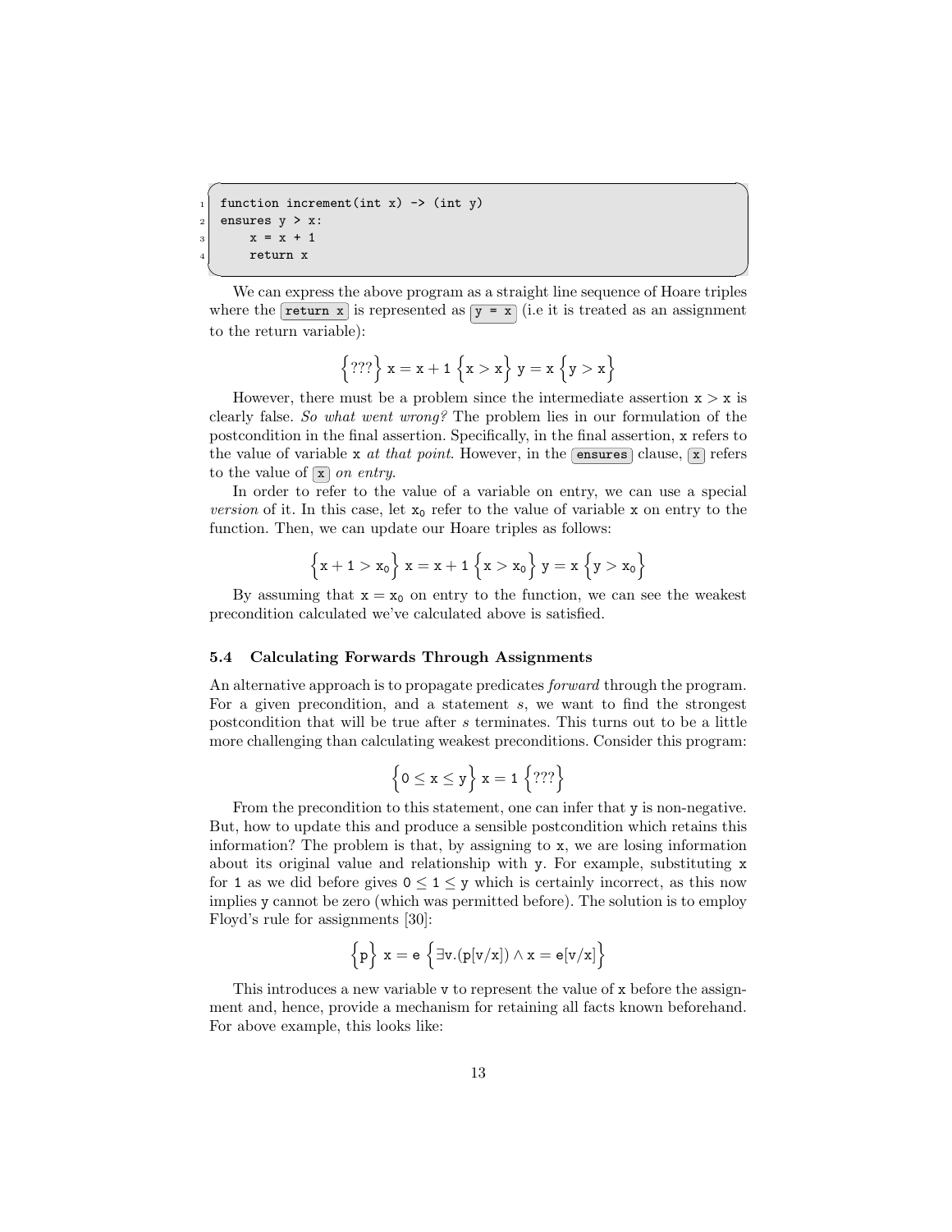```
function increment(int x) -> (int y)
ensures y > x:
    x = x + 1
    return x
```

We can express the above program as a straight line sequence of Hoare triples where the `return x` is represented as `y = x` (i.e it is treated as an assignment to the return variable):

$$\Big\{???\Big\}\ \mathtt{x} = \mathtt{x} + 1\ \Big\{\mathtt{x} > \mathtt{x}\Big\}\ \mathtt{y} = \mathtt{x}\ \Big\{\mathtt{y} > \mathtt{x}\Big\}$$

However, there must be a problem since the intermediate assertion $\mathtt{x} > \mathtt{x}$ is clearly false. *So what went wrong?* The problem lies in our formulation of the postcondition in the final assertion. Specifically, in the final assertion, x refers to the value of variable x *at that point*. However, in the `ensures` clause, `x` refers to the value of `x` *on entry*.

In order to refer to the value of a variable on entry, we can use a special *version* of it. In this case, let $\mathtt{x}_0$ refer to the value of variable x on entry to the function. Then, we can update our Hoare triples as follows:

$$\Big\{\mathtt{x} + 1 > \mathtt{x}_0\Big\}\ \mathtt{x} = \mathtt{x} + 1\ \Big\{\mathtt{x} > \mathtt{x}_0\Big\}\ \mathtt{y} = \mathtt{x}\ \Big\{\mathtt{y} > \mathtt{x}_0\Big\}$$

By assuming that $\mathtt{x} = \mathtt{x}_0$ on entry to the function, we can see the weakest precondition calculated we've calculated above is satisfied.

### 5.4 Calculating Forwards Through Assignments

An alternative approach is to propagate predicates *forward* through the program. For a given precondition, and a statement $s$, we want to find the strongest postcondition that will be true after $s$ terminates. This turns out to be a little more challenging than calculating weakest preconditions. Consider this program:

$$\Big\{0 \leq \mathtt{x} \leq \mathtt{y}\Big\}\ \mathtt{x} = 1\ \Big\{???\Big\}$$

From the precondition to this statement, one can infer that y is non-negative. But, how to update this and produce a sensible postcondition which retains this information? The problem is that, by assigning to x, we are losing information about its original value and relationship with y. For example, substituting x for 1 as we did before gives $0 \leq 1 \leq \mathtt{y}$ which is certainly incorrect, as this now implies y cannot be zero (which was permitted before). The solution is to employ Floyd's rule for assignments [30]:

$$\Big\{\mathtt{p}\Big\}\ \mathtt{x} = \mathtt{e}\ \Big\{\exists \mathtt{v}.(\mathtt{p}[\mathtt{v}/\mathtt{x}]) \land \mathtt{x} = \mathtt{e}[\mathtt{v}/\mathtt{x}]\Big\}$$

This introduces a new variable v to represent the value of x before the assignment and, hence, provide a mechanism for retaining all facts known beforehand. For above example, this looks like: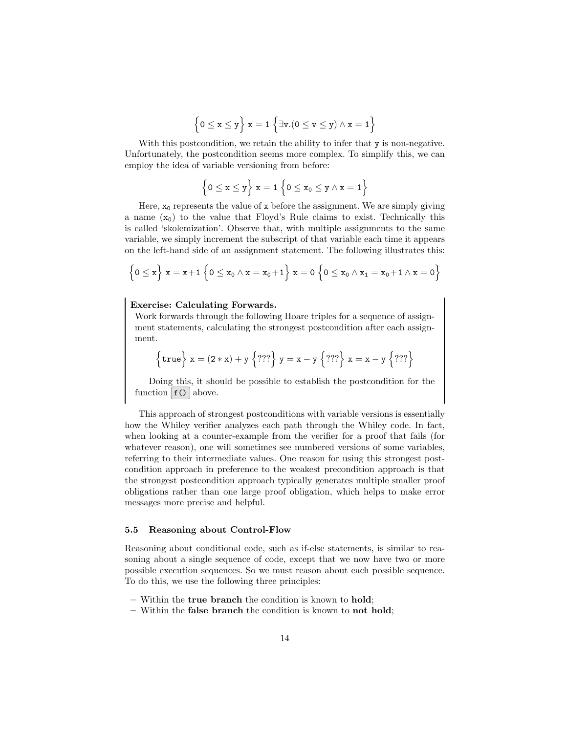$$\left\{0 \le x \le y\right\}\ x = 1\ \left\{\exists v.(0 \le v \le y) \land x = 1\right\}$$

With this postcondition, we retain the ability to infer that y is non-negative. Unfortunately, the postcondition seems more complex. To simplify this, we can employ the idea of variable versioning from before:

$$\left\{0 \le x \le y\right\}\ x = 1\ \left\{0 \le x_0 \le y \land x = 1\right\}$$

Here, $x_0$ represents the value of x before the assignment. We are simply giving a name ($x_0$) to the value that Floyd's Rule claims to exist. Technically this is called 'skolemization'. Observe that, with multiple assignments to the same variable, we simply increment the subscript of that variable each time it appears on the left-hand side of an assignment statement. The following illustrates this:

$$\left\{0 \le x\right\}\ x = x{+}1\ \left\{0 \le x_0 \land x = x_0{+}1\right\}\ x = 0\ \left\{0 \le x_0 \land x_1 = x_0{+}1 \land x = 0\right\}$$

> **Exercise: Calculating Forwards.**
> Work forwards through the following Hoare triples for a sequence of assignment statements, calculating the strongest postcondition after each assignment.
>
> $$\left\{\texttt{true}\right\}\ x = (2 * x) + y\ \left\{???\right\}\ y = x - y\ \left\{???\right\}\ x = x - y\ \left\{???\right\}$$
>
> Doing this, it should be possible to establish the postcondition for the function `f()` above.

This approach of strongest postconditions with variable versions is essentially how the Whiley verifier analyzes each path through the Whiley code. In fact, when looking at a counter-example from the verifier for a proof that fails (for whatever reason), one will sometimes see numbered versions of some variables, referring to their intermediate values. One reason for using this strongest postcondition approach in preference to the weakest precondition approach is that the strongest postcondition approach typically generates multiple smaller proof obligations rather than one large proof obligation, which helps to make error messages more precise and helpful.

### 5.5 Reasoning about Control-Flow

Reasoning about conditional code, such as if-else statements, is similar to reasoning about a single sequence of code, except that we now have two or more possible execution sequences. So we must reason about each possible sequence. To do this, we use the following three principles:

- Within the **true branch** the condition is known to **hold**;
- Within the **false branch** the condition is known to **not hold**;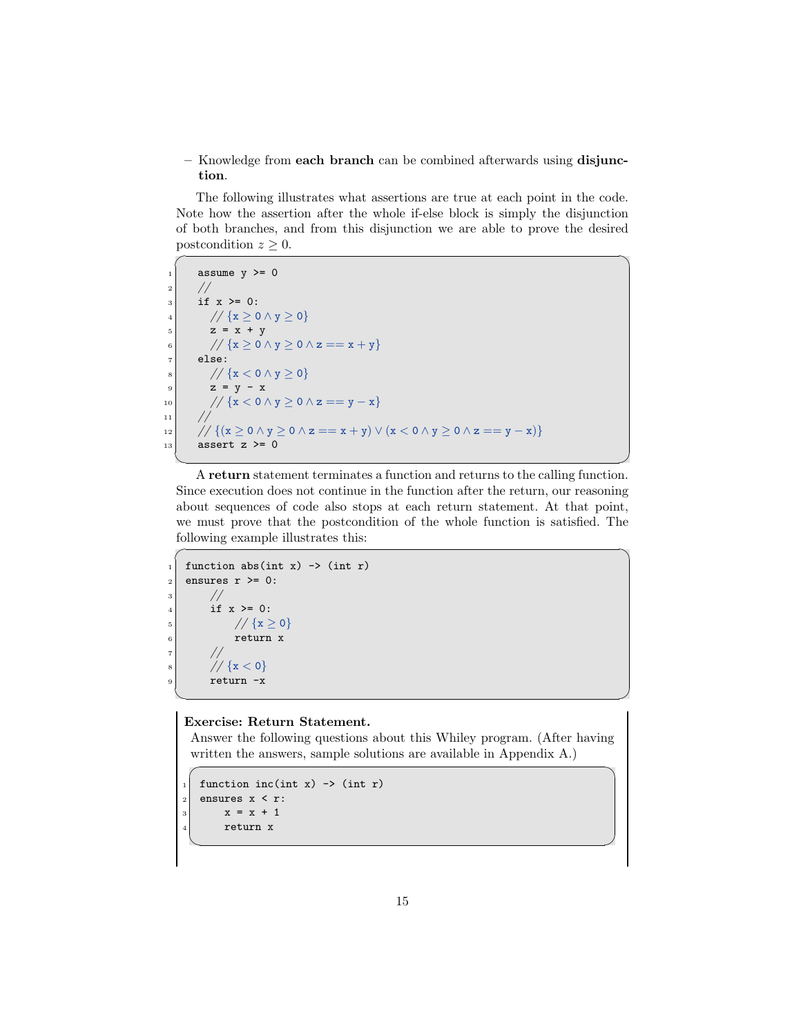– Knowledge from **each branch** can be combined afterwards using **disjunction**.

The following illustrates what assertions are true at each point in the code. Note how the assertion after the whole if-else block is simply the disjunction of both branches, and from this disjunction we are able to prove the desired postcondition $z \geq 0$.

```
assume y >= 0
//
if x >= 0:
  // {x ≥ 0 ∧ y ≥ 0}
  z = x + y
  // {x ≥ 0 ∧ y ≥ 0 ∧ z == x + y}
else:
  // {x < 0 ∧ y ≥ 0}
  z = y - x
  // {x < 0 ∧ y ≥ 0 ∧ z == y − x}
//
// {(x ≥ 0 ∧ y ≥ 0 ∧ z == x + y) ∨ (x < 0 ∧ y ≥ 0 ∧ z == y − x)}
assert z >= 0
```

A **return** statement terminates a function and returns to the calling function. Since execution does not continue in the function after the return, our reasoning about sequences of code also stops at each return statement. At that point, we must prove that the postcondition of the whole function is satisfied. The following example illustrates this:

```
function abs(int x) -> (int r)
ensures r >= 0:
    //
    if x >= 0:
        // {x ≥ 0}
        return x
    //
    // {x < 0}
    return -x
```

**Exercise: Return Statement.**
Answer the following questions about this Whiley program. (After having written the answers, sample solutions are available in Appendix A.)

```
function inc(int x) -> (int r)
ensures x < r:
    x = x + 1
    return x
```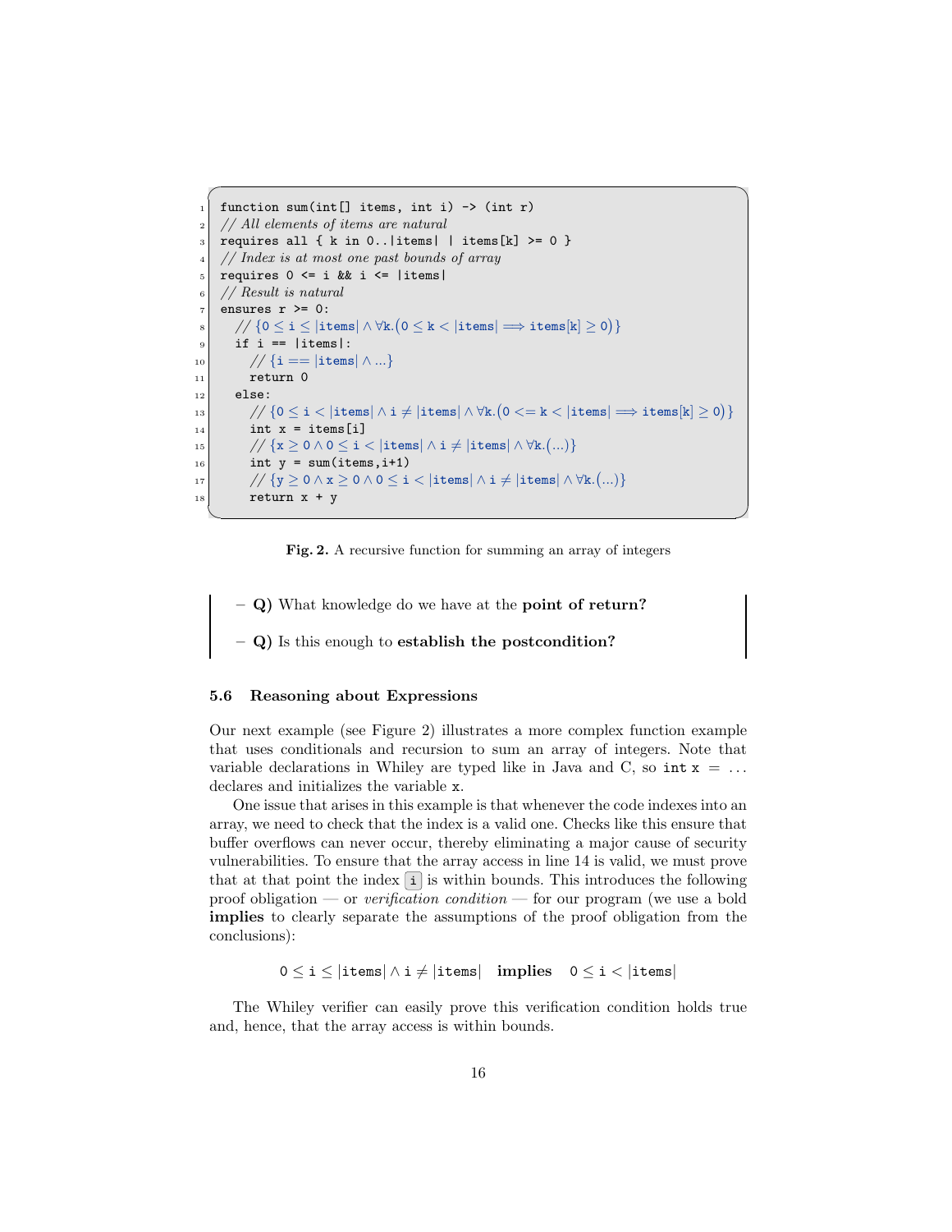```
function sum(int[] items, int i) -> (int r)
// All elements of items are natural
requires all { k in 0..|items| | items[k] >= 0 }
// Index is at most one past bounds of array
requires 0 <= i && i <= |items|
// Result is natural
ensures r >= 0:
   // {0 ≤ i ≤ |items| ∧ ∀k.(0 ≤ k < |items| ⟹ items[k] ≥ 0)}
   if i == |items|:
      // {i == |items| ∧ ...}
      return 0
   else:
      // {0 ≤ i < |items| ∧ i ≠ |items| ∧ ∀k.(0 <= k < |items| ⟹ items[k] ≥ 0)}
      int x = items[i]
      // {x ≥ 0 ∧ 0 ≤ i < |items| ∧ i ≠ |items| ∧ ∀k.(...)}
      int y = sum(items,i+1)
      // {y ≥ 0 ∧ x ≥ 0 ∧ 0 ≤ i < |items| ∧ i ≠ |items| ∧ ∀k.(...)}
      return x + y
```

**Fig. 2.** A recursive function for summing an array of integers

> – **Q)** What knowledge do we have at the **point of return?**
>
> – **Q)** Is this enough to **establish the postcondition?**

### 5.6 Reasoning about Expressions

Our next example (see Figure 2) illustrates a more complex function example that uses conditionals and recursion to sum an array of integers. Note that variable declarations in Whiley are typed like in Java and C, so `int x = ...` declares and initializes the variable `x`.

One issue that arises in this example is that whenever the code indexes into an array, we need to check that the index is a valid one. Checks like this ensure that buffer overflows can never occur, thereby eliminating a major cause of security vulnerabilities. To ensure that the array access in line 14 is valid, we must prove that at that point the index `i` is within bounds. This introduces the following proof obligation — or *verification condition* — for our program (we use a bold **implies** to clearly separate the assumptions of the proof obligation from the conclusions):

$$0 \leq \mathtt{i} \leq |\mathtt{items}| \wedge \mathtt{i} \neq |\mathtt{items}| \quad \textbf{implies} \quad 0 \leq \mathtt{i} < |\mathtt{items}|$$

The Whiley verifier can easily prove this verification condition holds true and, hence, that the array access is within bounds.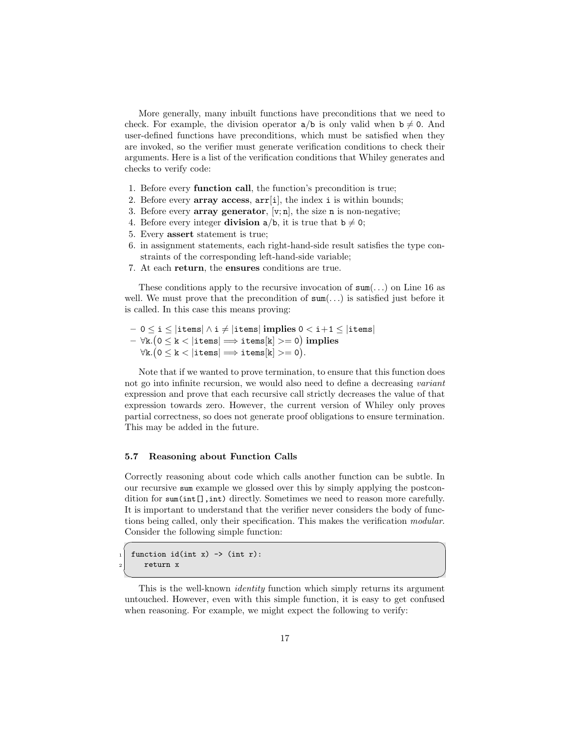More generally, many inbuilt functions have preconditions that we need to check. For example, the division operator `a/b` is only valid when $\texttt{b} \neq \texttt{0}$. And user-defined functions have preconditions, which must be satisfied when they are invoked, so the verifier must generate verification conditions to check their arguments. Here is a list of the verification conditions that Whiley generates and checks to verify code:

1. Before every **function call**, the function's precondition is true;
2. Before every **array access**, `arr[i]`, the index `i` is within bounds;
3. Before every **array generator**, `[v; n]`, the size `n` is non-negative;
4. Before every integer **division** `a/b`, it is true that $\texttt{b} \neq \texttt{0}$;
5. Every **assert** statement is true;
6. in assignment statements, each right-hand-side result satisfies the type constraints of the corresponding left-hand-side variable;
7. At each **return**, the **ensures** conditions are true.

These conditions apply to the recursive invocation of `sum(...)` on Line 16 as well. We must prove that the precondition of `sum(...)` is satisfied just before it is called. In this case this means proving:

- $0 \leq \texttt{i} \leq |\texttt{items}| \wedge \texttt{i} \neq |\texttt{items}|$ **implies** $0 < \texttt{i}+1 \leq |\texttt{items}|$
- $\forall \texttt{k}.\big(0 \leq \texttt{k} < |\texttt{items}| \implies \texttt{items}[\texttt{k}] >= 0\big)$ **implies** $\forall \texttt{k}.\big(0 \leq \texttt{k} < |\texttt{items}| \implies \texttt{items}[\texttt{k}] >= 0\big)$.

Note that if we wanted to prove termination, to ensure that this function does not go into infinite recursion, we would also need to define a decreasing *variant* expression and prove that each recursive call strictly decreases the value of that expression towards zero. However, the current version of Whiley only proves partial correctness, so does not generate proof obligations to ensure termination. This may be added in the future.

### 5.7 Reasoning about Function Calls

Correctly reasoning about code which calls another function can be subtle. In our recursive `sum` example we glossed over this by simply applying the postcondition for `sum(int[],int)` directly. Sometimes we need to reason more carefully. It is important to understand that the verifier never considers the body of functions being called, only their specification. This makes the verification *modular*. Consider the following simple function:

```
function id(int x) -> (int r):
   return x
```

This is the well-known *identity* function which simply returns its argument untouched. However, even with this simple function, it is easy to get confused when reasoning. For example, we might expect the following to verify: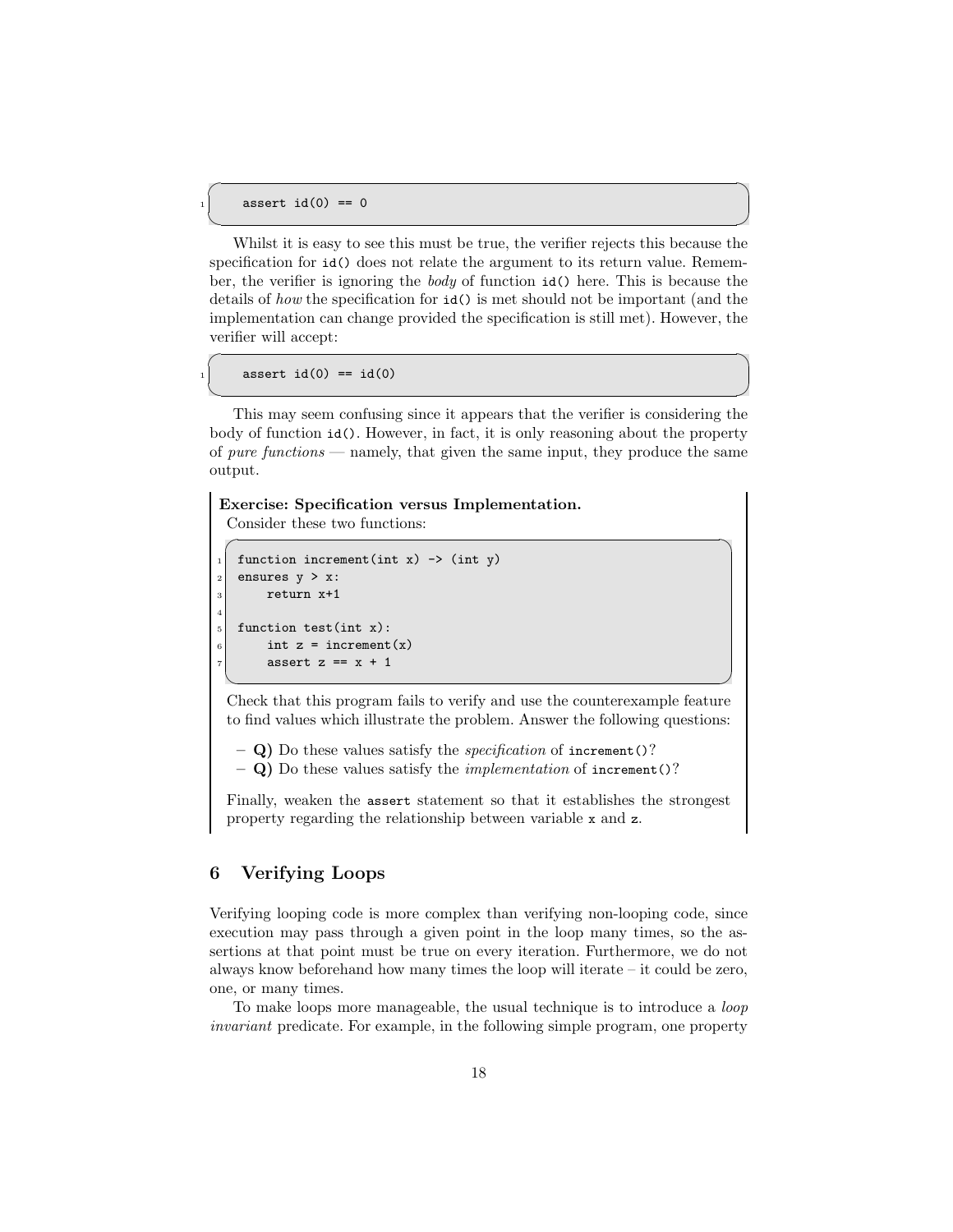```
assert id(0) == 0
```

Whilst it is easy to see this must be true, the verifier rejects this because the specification for `id()` does not relate the argument to its return value. Remember, the verifier is ignoring the *body* of function `id()` here. This is because the details of *how* the specification for `id()` is met should not be important (and the implementation can change provided the specification is still met). However, the verifier will accept:

```
assert id(0) == id(0)
```

This may seem confusing since it appears that the verifier is considering the body of function `id()`. However, in fact, it is only reasoning about the property of *pure functions* — namely, that given the same input, they produce the same output.

> **Exercise: Specification versus Implementation.**
> Consider these two functions:
>
> ```
> function increment(int x) -> (int y)
> ensures y > x:
>     return x+1
>
> function test(int x):
>     int z = increment(x)
>     assert z == x + 1
> ```
>
> Check that this program fails to verify and use the counterexample feature to find values which illustrate the problem. Answer the following questions:
>
> – **Q)** Do these values satisfy the *specification* of `increment()`?
> – **Q)** Do these values satisfy the *implementation* of `increment()`?
>
> Finally, weaken the `assert` statement so that it establishes the strongest property regarding the relationship between variable `x` and `z`.

## 6 Verifying Loops

Verifying looping code is more complex than verifying non-looping code, since execution may pass through a given point in the loop many times, so the assertions at that point must be true on every iteration. Furthermore, we do not always know beforehand how many times the loop will iterate – it could be zero, one, or many times.

To make loops more manageable, the usual technique is to introduce a *loop invariant* predicate. For example, in the following simple program, one property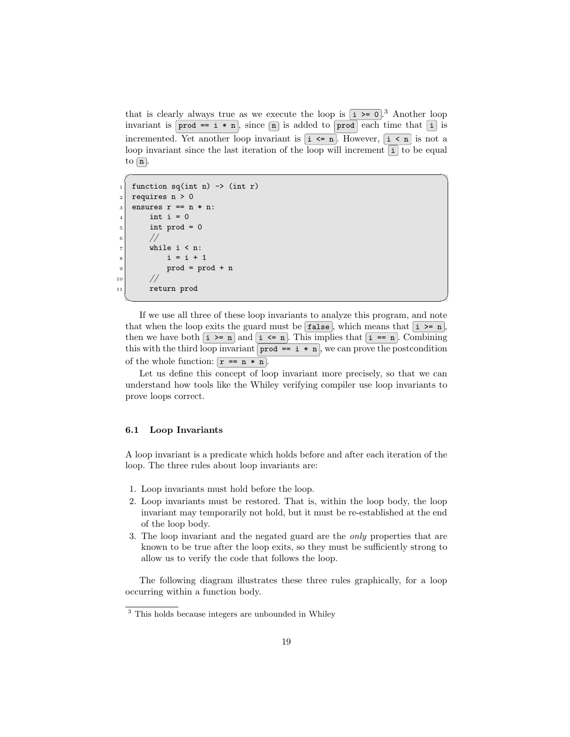that is clearly always true as we execute the loop is `i >= 0`.[3] Another loop invariant is `prod == i * n`, since `n` is added to `prod` each time that `i` is incremented. Yet another loop invariant is `i <= n`. However, `i < n` is not a loop invariant since the last iteration of the loop will increment `i` to be equal to `n`.

```
function sq(int n) -> (int r)
requires n > 0
ensures r == n * n:
    int i = 0
    int prod = 0
    //
    while i < n:
        i = i + 1
        prod = prod + n
    //
    return prod
```

If we use all three of these loop invariants to analyze this program, and note that when the loop exits the guard must be `false`, which means that `i >= n`, then we have both `i >= n` and `i <= n`. This implies that `i == n`. Combining this with the third loop invariant `prod == i * n`, we can prove the postcondition of the whole function: `r == n * n`.

Let us define this concept of loop invariant more precisely, so that we can understand how tools like the Whiley verifying compiler use loop invariants to prove loops correct.

### 6.1 Loop Invariants

A loop invariant is a predicate which holds before and after each iteration of the loop. The three rules about loop invariants are:

1. Loop invariants must hold before the loop.
2. Loop invariants must be restored. That is, within the loop body, the loop invariant may temporarily not hold, but it must be re-established at the end of the loop body.
3. The loop invariant and the negated guard are the *only* properties that are known to be true after the loop exits, so they must be sufficiently strong to allow us to verify the code that follows the loop.

The following diagram illustrates these three rules graphically, for a loop occurring within a function body.

[3] This holds because integers are unbounded in Whiley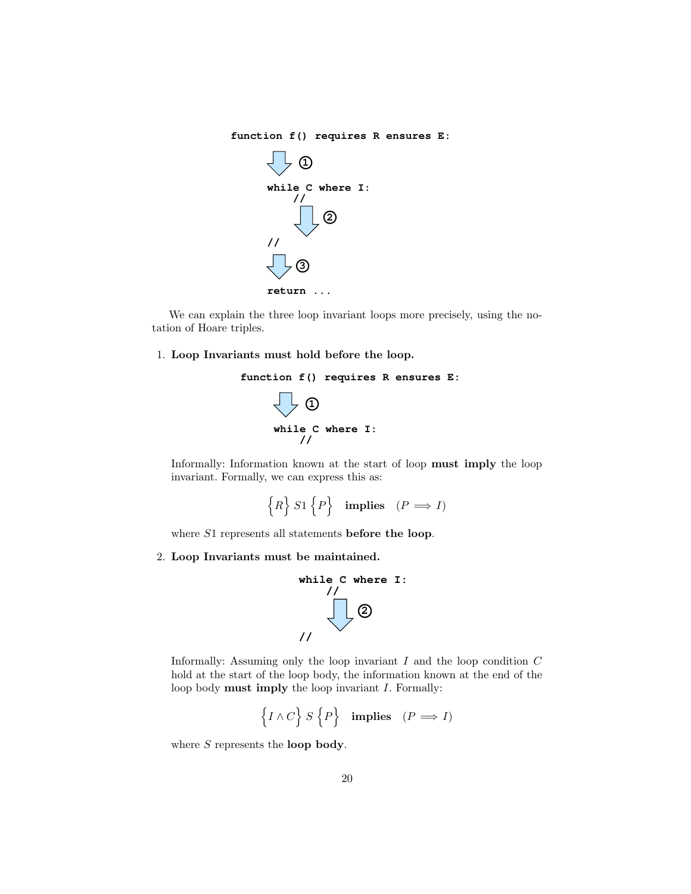```
function f() requires R ensures E:
    ①
    while C where I:
        //
        ②
    //
    ③
    return ...
```

We can explain the three loop invariant loops more precisely, using the notation of Hoare triples.

1. **Loop Invariants must hold before the loop.**

   ```
   function f() requires R ensures E:
       ①
       while C where I:
           //
   ```

   Informally: Information known at the start of loop **must imply** the loop invariant. Formally, we can express this as:

   $$\Big\{R\Big\}\; S1 \;\Big\{P\Big\} \quad \textbf{implies} \quad (P \Longrightarrow I)$$

   where $S1$ represents all statements **before the loop**.

2. **Loop Invariants must be maintained.**

   ```
   while C where I:
       //
       ②
   //
   ```

   Informally: Assuming only the loop invariant $I$ and the loop condition $C$ hold at the start of the loop body, the information known at the end of the loop body **must imply** the loop invariant $I$. Formally:

   $$\Big\{I \wedge C\Big\}\; S \;\Big\{P\Big\} \quad \textbf{implies} \quad (P \Longrightarrow I)$$

   where $S$ represents the **loop body**.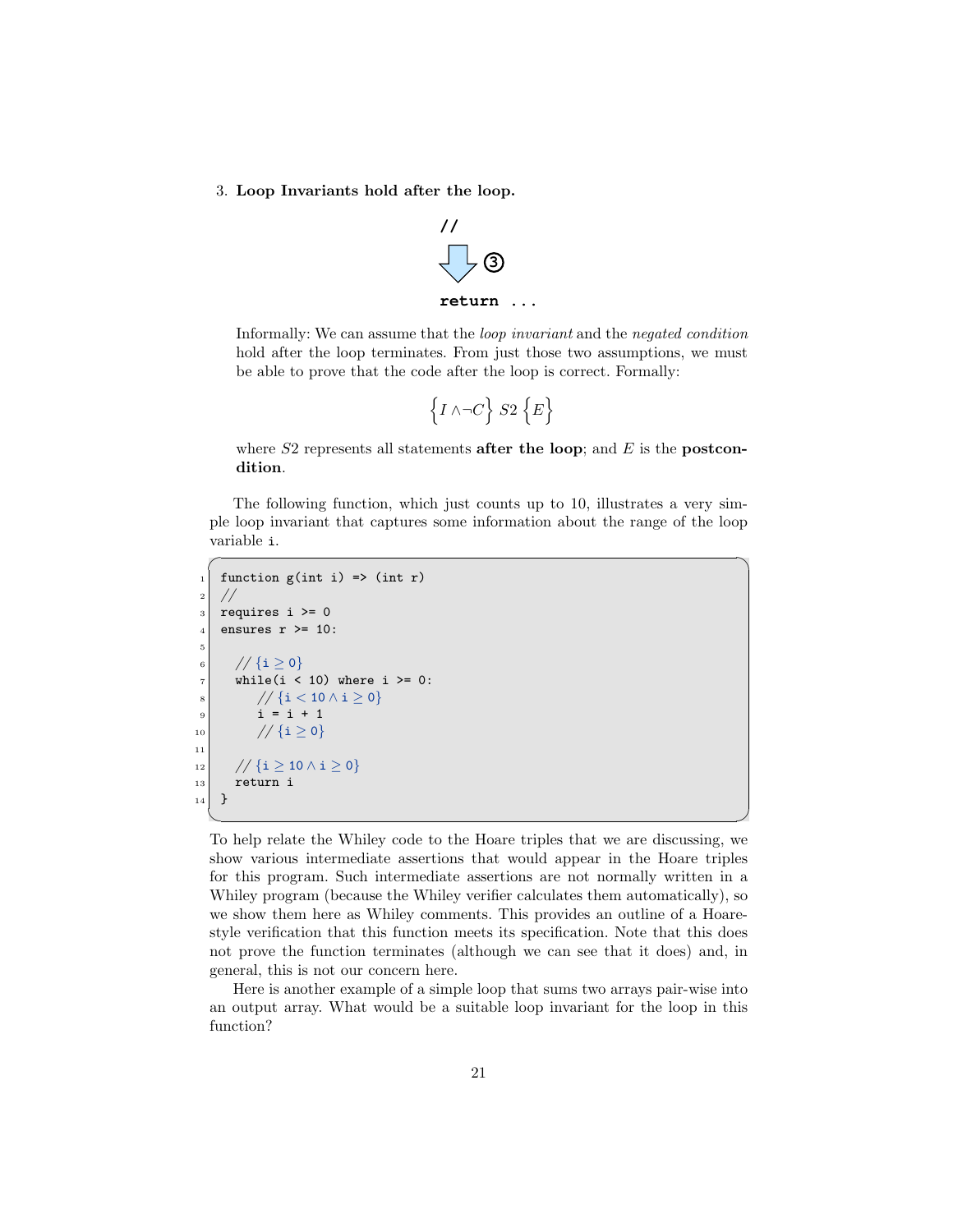3. **Loop Invariants hold after the loop.**

```
//
  ⇩ ③
return ...
```

Informally: We can assume that the *loop invariant* and the *negated condition* hold after the loop terminates. From just those two assumptions, we must be able to prove that the code after the loop is correct. Formally:

$$\Big\{ I \wedge \neg C \Big\} \; S2 \; \Big\{ E \Big\}$$

where $S2$ represents all statements **after the loop**; and $E$ is the **postcondition**.

The following function, which just counts up to 10, illustrates a very simple loop invariant that captures some information about the range of the loop variable `i`.

```
function g(int i) => (int r)
//
requires i >= 0
ensures r >= 10:

  // {i ≥ 0}
  while(i < 10) where i >= 0:
     // {i < 10 ∧ i ≥ 0}
     i = i + 1
     // {i ≥ 0}

  // {i ≥ 10 ∧ i ≥ 0}
  return i
}
```

To help relate the Whiley code to the Hoare triples that we are discussing, we show various intermediate assertions that would appear in the Hoare triples for this program. Such intermediate assertions are not normally written in a Whiley program (because the Whiley verifier calculates them automatically), so we show them here as Whiley comments. This provides an outline of a Hoare-style verification that this function meets its specification. Note that this does not prove the function terminates (although we can see that it does) and, in general, this is not our concern here.

Here is another example of a simple loop that sums two arrays pair-wise into an output array. What would be a suitable loop invariant for the loop in this function?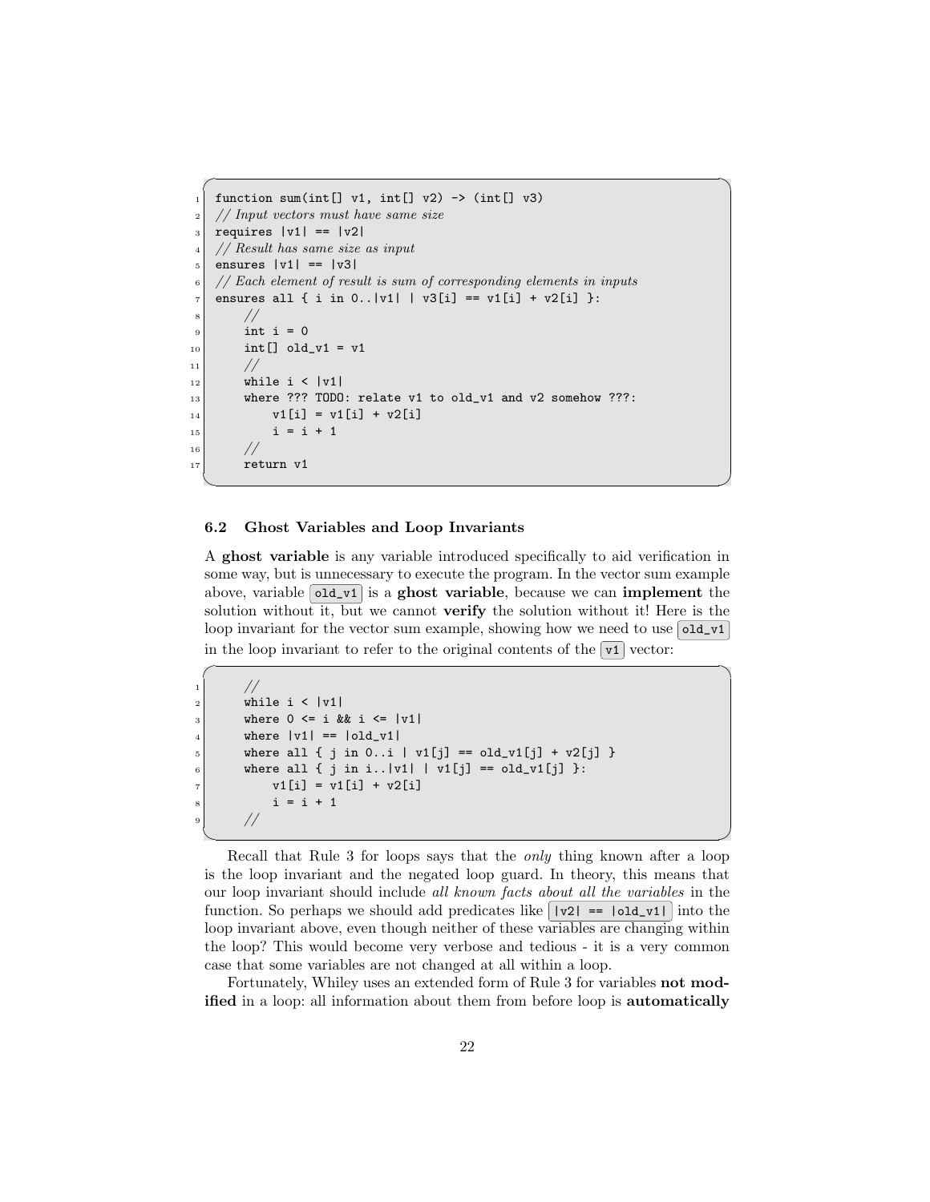```
function sum(int[] v1, int[] v2) -> (int[] v3)
// Input vectors must have same size
requires |v1| == |v2|
// Result has same size as input
ensures |v1| == |v3|
// Each element of result is sum of corresponding elements in inputs
ensures all { i in 0..|v1| | v3[i] == v1[i] + v2[i] }:
    //
    int i = 0
    int[] old_v1 = v1
    //
    while i < |v1|
    where ??? TODO: relate v1 to old_v1 and v2 somehow ???:
        v1[i] = v1[i] + v2[i]
        i = i + 1
    //
    return v1
```

### 6.2 Ghost Variables and Loop Invariants

A **ghost variable** is any variable introduced specifically to aid verification in some way, but is unnecessary to execute the program. In the vector sum example above, variable `old_v1` is a **ghost variable**, because we can **implement** the solution without it, but we cannot **verify** the solution without it! Here is the loop invariant for the vector sum example, showing how we need to use `old_v1` in the loop invariant to refer to the original contents of the `v1` vector:

```
    //
    while i < |v1|
    where 0 <= i && i <= |v1|
    where |v1| == |old_v1|
    where all { j in 0..i | v1[j] == old_v1[j] + v2[j] }
    where all { j in i..|v1| | v1[j] == old_v1[j] }:
        v1[i] = v1[i] + v2[i]
        i = i + 1
    //
```

Recall that Rule 3 for loops says that the *only* thing known after a loop is the loop invariant and the negated loop guard. In theory, this means that our loop invariant should include *all known facts about all the variables* in the function. So perhaps we should add predicates like `|v2| == |old_v1|` into the loop invariant above, even though neither of these variables are changing within the loop? This would become very verbose and tedious - it is a very common case that some variables are not changed at all within a loop.

Fortunately, Whiley uses an extended form of Rule 3 for variables **not modified** in a loop: all information about them from before loop is **automatically**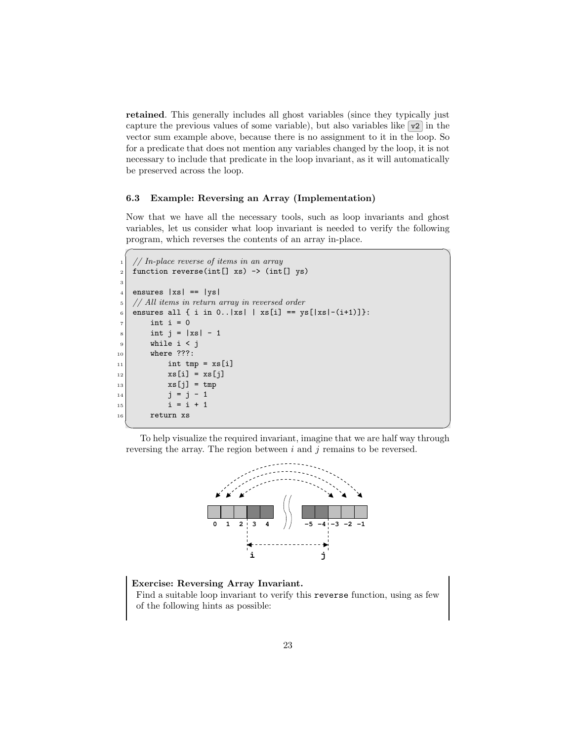**retained**. This generally includes all ghost variables (since they typically just capture the previous values of some variable), but also variables like `v2` in the vector sum example above, because there is no assignment to it in the loop. So for a predicate that does not mention any variables changed by the loop, it is not necessary to include that predicate in the loop invariant, as it will automatically be preserved across the loop.

### 6.3 Example: Reversing an Array (Implementation)

Now that we have all the necessary tools, such as loop invariants and ghost variables, let us consider what loop invariant is needed to verify the following program, which reverses the contents of an array in-place.

```
// In-place reverse of items in an array
function reverse(int[] xs) -> (int[] ys)

ensures |xs| == |ys|
// All items in return array in reversed order
ensures all { i in 0..|xs| | xs[i] == ys[|xs|-(i+1)]}:
    int i = 0
    int j = |xs| - 1
    while i < j
    where ???:
        int tmp = xs[i]
        xs[i] = xs[j]
        xs[j] = tmp
        j = j - 1
        i = i + 1
    return xs
```

To help visualize the required invariant, imagine that we are half way through reversing the array. The region between $i$ and $j$ remains to be reversed.

0 1 2 3 4 ... −5 −4 −3 −2 −1

i ... j

**Exercise: Reversing Array Invariant.**
Find a suitable loop invariant to verify this `reverse` function, using as few of the following hints as possible: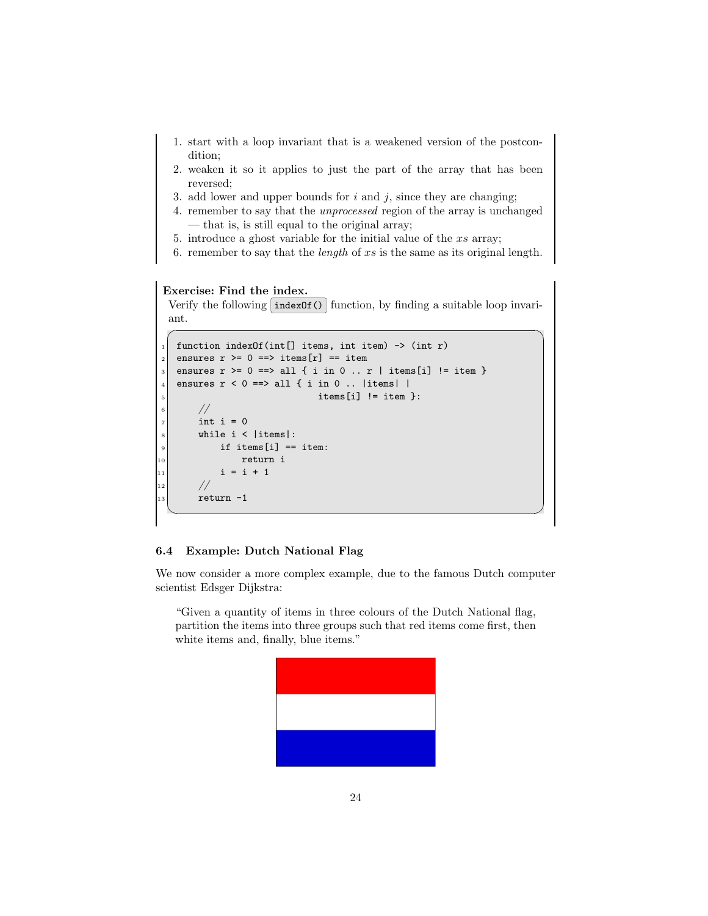1. start with a loop invariant that is a weakened version of the postcondition;
2. weaken it so it applies to just the part of the array that has been reversed;
3. add lower and upper bounds for $i$ and $j$, since they are changing;
4. remember to say that the *unprocessed* region of the array is unchanged — that is, is still equal to the original array;
5. introduce a ghost variable for the initial value of the $xs$ array;
6. remember to say that the *length* of $xs$ is the same as its original length.

**Exercise: Find the index.**
Verify the following `indexOf()` function, by finding a suitable loop invariant.

```
function indexOf(int[] items, int item) -> (int r)
ensures r >= 0 ==> items[r] == item
ensures r >= 0 ==> all { i in 0 .. r | items[i] != item }
ensures r < 0 ==> all { i in 0 .. |items| |
                          items[i] != item }:
    //
    int i = 0
    while i < |items|:
        if items[i] == item:
            return i
        i = i + 1
    //
    return -1
```

### 6.4 Example: Dutch National Flag

We now consider a more complex example, due to the famous Dutch computer scientist Edsger Dijkstra:

> "Given a quantity of items in three colours of the Dutch National flag, partition the items into three groups such that red items come first, then white items and, finally, blue items."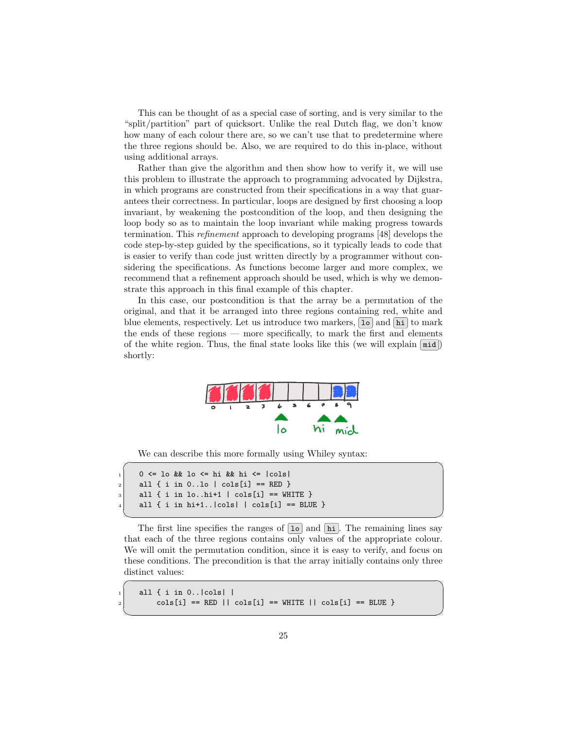This can be thought of as a special case of sorting, and is very similar to the "split/partition" part of quicksort. Unlike the real Dutch flag, we don't know how many of each colour there are, so we can't use that to predetermine where the three regions should be. Also, we are required to do this in-place, without using additional arrays.

Rather than give the algorithm and then show how to verify it, we will use this problem to illustrate the approach to programming advocated by Dijkstra, in which programs are constructed from their specifications in a way that guarantees their correctness. In particular, loops are designed by first choosing a loop invariant, by weakening the postcondition of the loop, and then designing the loop body so as to maintain the loop invariant while making progress towards termination. This *refinement* approach to developing programs [48] develops the code step-by-step guided by the specifications, so it typically leads to code that is easier to verify than code just written directly by a programmer without considering the specifications. As functions become larger and more complex, we recommend that a refinement approach should be used, which is why we demonstrate this approach in this final example of this chapter.

In this case, our postcondition is that the array be a permutation of the original, and that it be arranged into three regions containing red, white and blue elements, respectively. Let us introduce two markers, `lo` and `hi` to mark the ends of these regions — more specifically, to mark the first and elements of the white region. Thus, the final state looks like this (we will explain `mid`) shortly:

0 1 2 3 4 5 6 7 8 9

lo hi mid

We can describe this more formally using Whiley syntax:

```
0 <= lo && lo <= hi && hi <= |cols|
all { i in 0..lo | cols[i] == RED }
all { i in lo..hi+1 | cols[i] == WHITE }
all { i in hi+1..|cols| | cols[i] == BLUE }
```

The first line specifies the ranges of `lo` and `hi`. The remaining lines say that each of the three regions contains only values of the appropriate colour. We will omit the permutation condition, since it is easy to verify, and focus on these conditions. The precondition is that the array initially contains only three distinct values:

```
all { i in 0..|cols| |
    cols[i] == RED || cols[i] == WHITE || cols[i] == BLUE }
```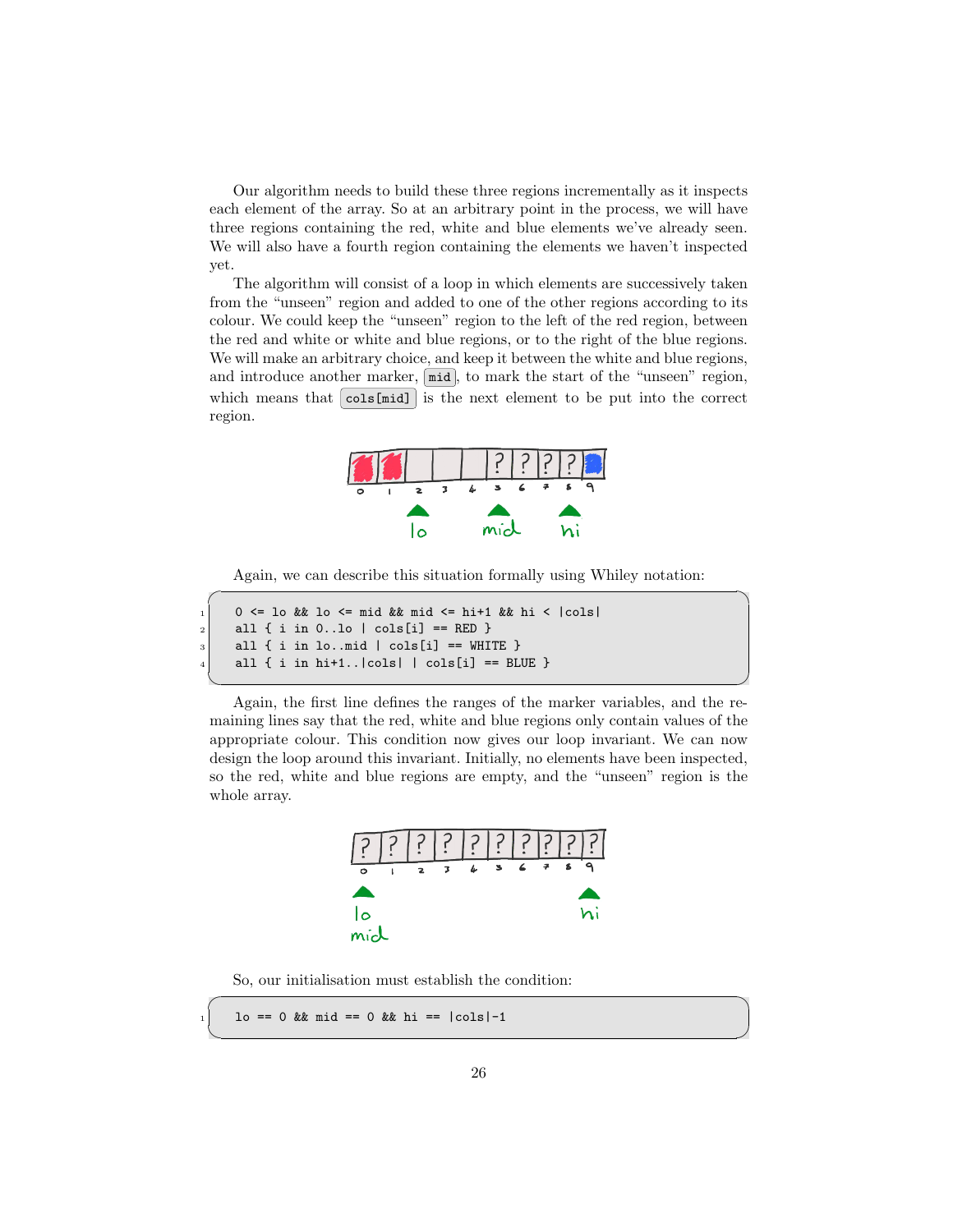Our algorithm needs to build these three regions incrementally as it inspects each element of the array. So at an arbitrary point in the process, we will have three regions containing the red, white and blue elements we've already seen. We will also have a fourth region containing the elements we haven't inspected yet.

The algorithm will consist of a loop in which elements are successively taken from the "unseen" region and added to one of the other regions according to its colour. We could keep the "unseen" region to the left of the red region, between the red and white or white and blue regions, or to the right of the blue regions. We will make an arbitrary choice, and keep it between the white and blue regions, and introduce another marker, `mid`, to mark the start of the "unseen" region, which means that `cols[mid]` is the next element to be put into the correct region.

Again, we can describe this situation formally using Whiley notation:

```
0 <= lo && lo <= mid && mid <= hi+1 && hi < |cols|
all { i in 0..lo | cols[i] == RED }
all { i in lo..mid | cols[i] == WHITE }
all { i in hi+1..|cols| | cols[i] == BLUE }
```

Again, the first line defines the ranges of the marker variables, and the remaining lines say that the red, white and blue regions only contain values of the appropriate colour. This condition now gives our loop invariant. We can now design the loop around this invariant. Initially, no elements have been inspected, so the red, white and blue regions are empty, and the "unseen" region is the whole array.

So, our initialisation must establish the condition:

```
lo == 0 && mid == 0 && hi == |cols|-1
```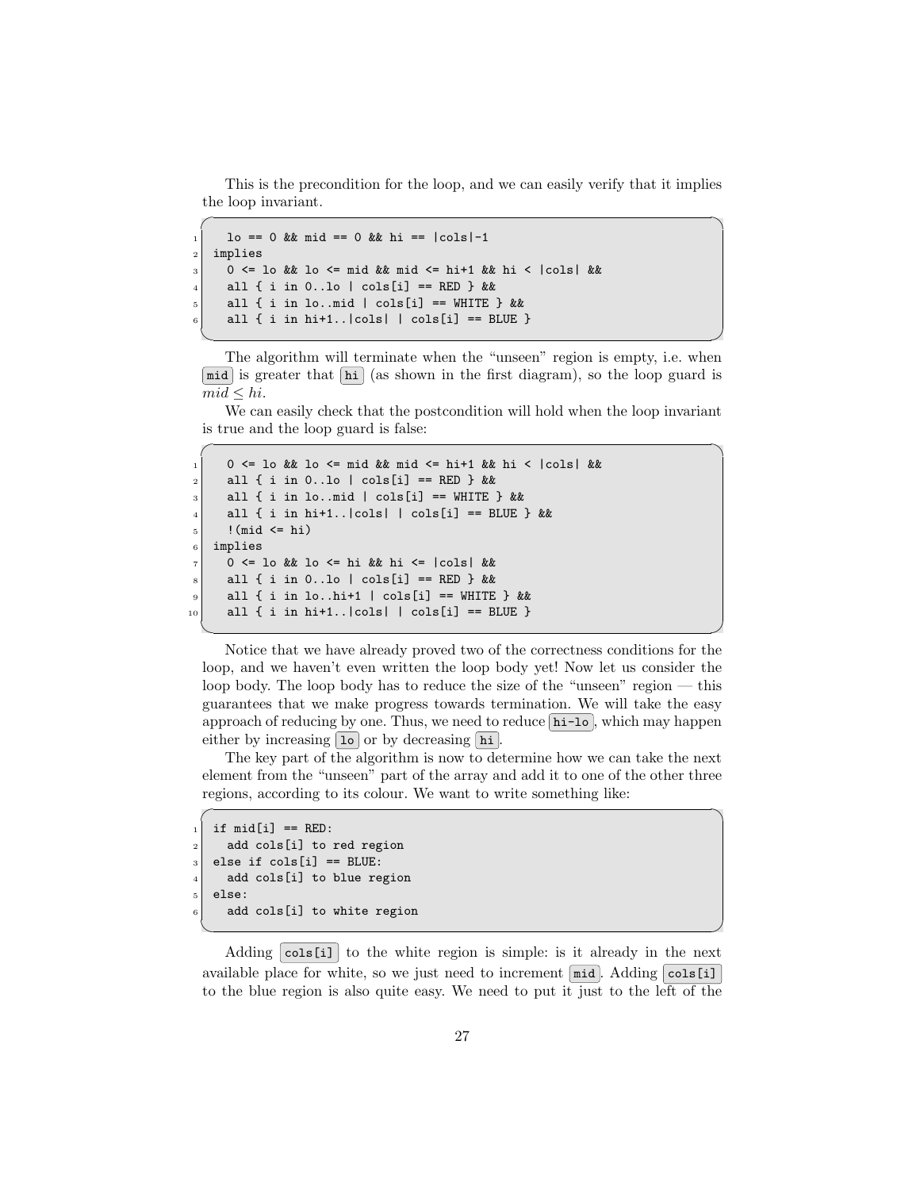This is the precondition for the loop, and we can easily verify that it implies the loop invariant.

```
  lo == 0 && mid == 0 && hi == |cols|-1
implies
  0 <= lo && lo <= mid && mid <= hi+1 && hi < |cols| &&
  all { i in 0..lo | cols[i] == RED } &&
  all { i in lo..mid | cols[i] == WHITE } &&
  all { i in hi+1..|cols| | cols[i] == BLUE }
```

The algorithm will terminate when the "unseen" region is empty, i.e. when `mid` is greater that `hi` (as shown in the first diagram), so the loop guard is $mid \leq hi$.

We can easily check that the postcondition will hold when the loop invariant is true and the loop guard is false:

```
  0 <= lo && lo <= mid && mid <= hi+1 && hi < |cols| &&
  all { i in 0..lo | cols[i] == RED } &&
  all { i in lo..mid | cols[i] == WHITE } &&
  all { i in hi+1..|cols| | cols[i] == BLUE } &&
  !(mid <= hi)
implies
  0 <= lo && lo <= hi && hi <= |cols| &&
  all { i in 0..lo | cols[i] == RED } &&
  all { i in lo..hi+1 | cols[i] == WHITE } &&
  all { i in hi+1..|cols| | cols[i] == BLUE }
```

Notice that we have already proved two of the correctness conditions for the loop, and we haven't even written the loop body yet! Now let us consider the loop body. The loop body has to reduce the size of the "unseen" region — this guarantees that we make progress towards termination. We will take the easy approach of reducing by one. Thus, we need to reduce `hi-lo`, which may happen either by increasing `lo` or by decreasing `hi`.

The key part of the algorithm is now to determine how we can take the next element from the "unseen" part of the array and add it to one of the other three regions, according to its colour. We want to write something like:

```
if mid[i] == RED:
  add cols[i] to red region
else if cols[i] == BLUE:
  add cols[i] to blue region
else:
  add cols[i] to white region
```

Adding `cols[i]` to the white region is simple: is it already in the next available place for white, so we just need to increment `mid`. Adding `cols[i]` to the blue region is also quite easy. We need to put it just to the left of the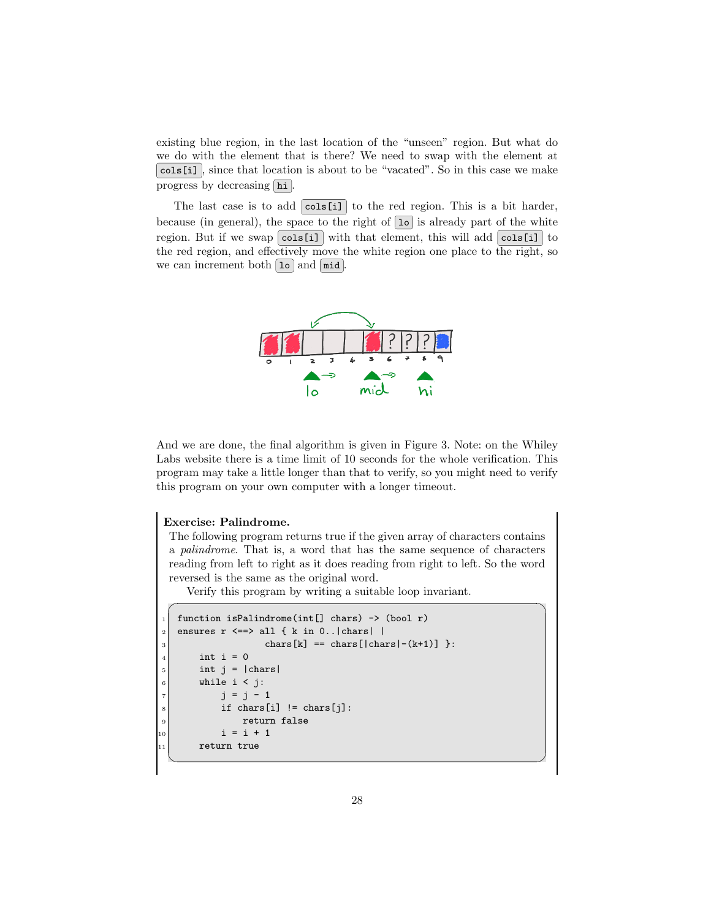existing blue region, in the last location of the "unseen" region. But what do we do with the element that is there? We need to swap with the element at `cols[i]`, since that location is about to be "vacated". So in this case we make progress by decreasing `hi`.

The last case is to add `cols[i]` to the red region. This is a bit harder, because (in general), the space to the right of `lo` is already part of the white region. But if we swap `cols[i]` with that element, this will add `cols[i]` to the red region, and effectively move the white region one place to the right, so we can increment both `lo` and `mid`.

And we are done, the final algorithm is given in Figure 3. Note: on the Whiley Labs website there is a time limit of 10 seconds for the whole verification. This program may take a little longer than that to verify, so you might need to verify this program on your own computer with a longer timeout.

**Exercise: Palindrome.**

The following program returns true if the given array of characters contains a *palindrome*. That is, a word that has the same sequence of characters reading from left to right as it does reading from right to left. So the word reversed is the same as the original word.

Verify this program by writing a suitable loop invariant.

```
function isPalindrome(int[] chars) -> (bool r)
ensures r <==> all { k in 0..|chars| |
               chars[k] == chars[|chars|-(k+1)] }:
    int i = 0
    int j = |chars|
    while i < j:
        j = j - 1
        if chars[i] != chars[j]:
            return false
        i = i + 1
    return true
```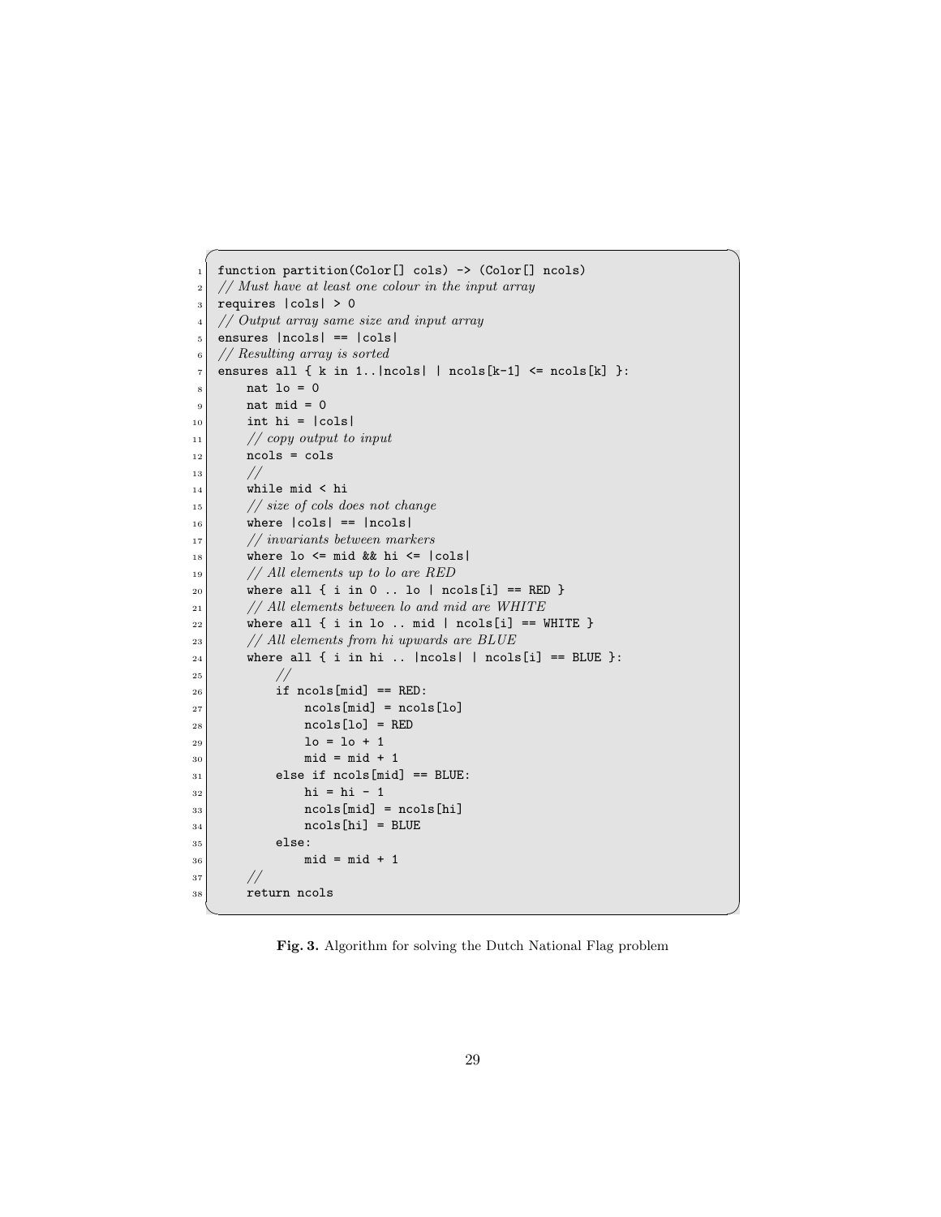```
function partition(Color[] cols) -> (Color[] ncols)
// Must have at least one colour in the input array
requires |cols| > 0
// Output array same size and input array
ensures |ncols| == |cols|
// Resulting array is sorted
ensures all { k in 1..|ncols| | ncols[k-1] <= ncols[k] }:
    nat lo = 0
    nat mid = 0
    int hi = |cols|
    // copy output to input
    ncols = cols
    //
    while mid < hi
    // size of cols does not change
    where |cols| == |ncols|
    // invariants between markers
    where lo <= mid && hi <= |cols|
    // All elements up to lo are RED
    where all { i in 0 .. lo | ncols[i] == RED }
    // All elements between lo and mid are WHITE
    where all { i in lo .. mid | ncols[i] == WHITE }
    // All elements from hi upwards are BLUE
    where all { i in hi .. |ncols| | ncols[i] == BLUE }:
        //
        if ncols[mid] == RED:
            ncols[mid] = ncols[lo]
            ncols[lo] = RED
            lo = lo + 1
            mid = mid + 1
        else if ncols[mid] == BLUE:
            hi = hi - 1
            ncols[mid] = ncols[hi]
            ncols[hi] = BLUE
        else:
            mid = mid + 1
    //
    return ncols
```

**Fig. 3.** Algorithm for solving the Dutch National Flag problem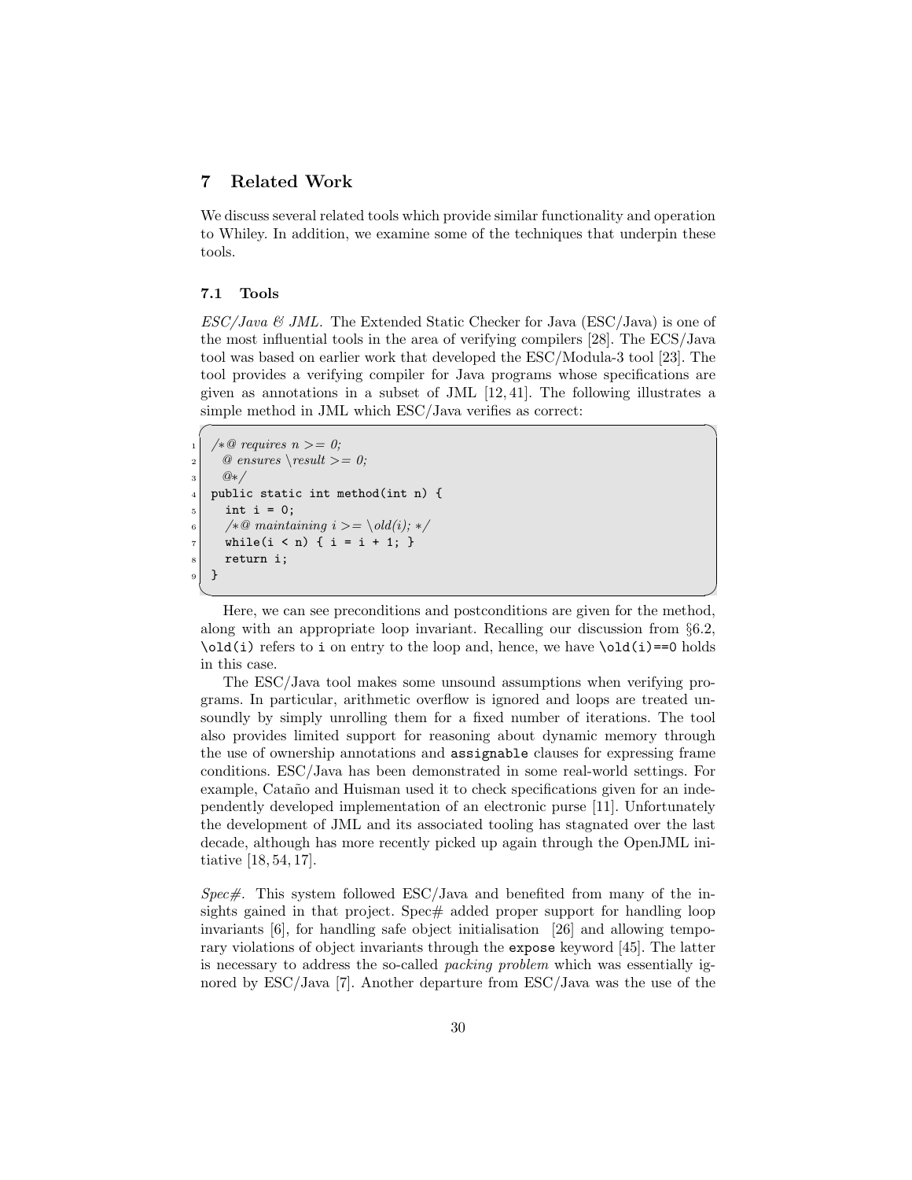## 7 Related Work

We discuss several related tools which provide similar functionality and operation to Whiley. In addition, we examine some of the techniques that underpin these tools.

### 7.1 Tools

*ESC/Java & JML.* The Extended Static Checker for Java (ESC/Java) is one of the most influential tools in the area of verifying compilers [28]. The ECS/Java tool was based on earlier work that developed the ESC/Modula-3 tool [23]. The tool provides a verifying compiler for Java programs whose specifications are given as annotations in a subset of JML [12, 41]. The following illustrates a simple method in JML which ESC/Java verifies as correct:

```
/*@ requires n >= 0;
  @ ensures \result >= 0;
  @*/
public static int method(int n) {
  int i = 0;
  /*@ maintaining i >= \old(i); */
  while(i < n) { i = i + 1; }
  return i;
}
```

Here, we can see preconditions and postconditions are given for the method, along with an appropriate loop invariant. Recalling our discussion from §6.2, `\old(i)` refers to `i` on entry to the loop and, hence, we have `\old(i)==0` holds in this case.

The ESC/Java tool makes some unsound assumptions when verifying programs. In particular, arithmetic overflow is ignored and loops are treated unsoundly by simply unrolling them for a fixed number of iterations. The tool also provides limited support for reasoning about dynamic memory through the use of ownership annotations and `assignable` clauses for expressing frame conditions. ESC/Java has been demonstrated in some real-world settings. For example, Cataño and Huisman used it to check specifications given for an independently developed implementation of an electronic purse [11]. Unfortunately the development of JML and its associated tooling has stagnated over the last decade, although has more recently picked up again through the OpenJML initiative [18, 54, 17].

*Spec#.* This system followed ESC/Java and benefited from many of the insights gained in that project. Spec# added proper support for handling loop invariants [6], for handling safe object initialisation [26] and allowing temporary violations of object invariants through the `expose` keyword [45]. The latter is necessary to address the so-called *packing problem* which was essentially ignored by ESC/Java [7]. Another departure from ESC/Java was the use of the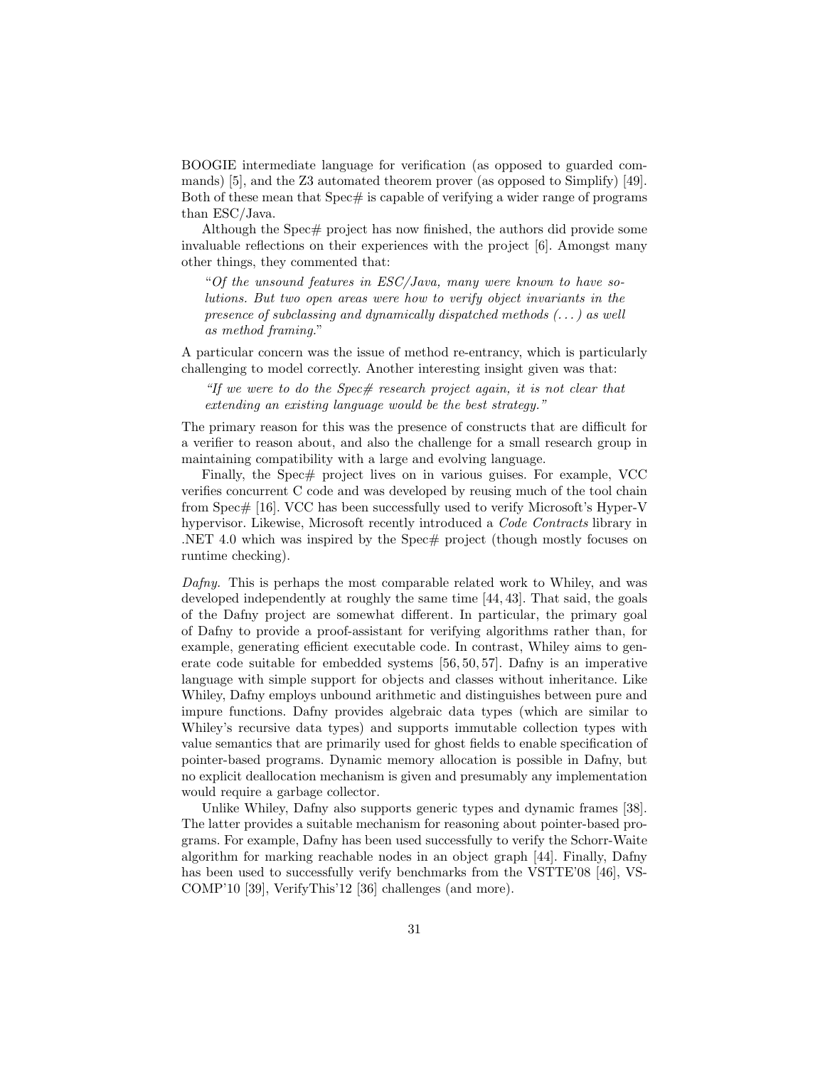BOOGIE intermediate language for verification (as opposed to guarded commands) [5], and the Z3 automated theorem prover (as opposed to Simplify) [49]. Both of these mean that Spec# is capable of verifying a wider range of programs than ESC/Java.

Although the Spec# project has now finished, the authors did provide some invaluable reflections on their experiences with the project [6]. Amongst many other things, they commented that:

> "*Of the unsound features in ESC/Java, many were known to have solutions. But two open areas were how to verify object invariants in the presence of subclassing and dynamically dispatched methods (. . . ) as well as method framing.*"

A particular concern was the issue of method re-entrancy, which is particularly challenging to model correctly. Another interesting insight given was that:

> *"If we were to do the Spec# research project again, it is not clear that extending an existing language would be the best strategy."*

The primary reason for this was the presence of constructs that are difficult for a verifier to reason about, and also the challenge for a small research group in maintaining compatibility with a large and evolving language.

Finally, the Spec# project lives on in various guises. For example, VCC verifies concurrent C code and was developed by reusing much of the tool chain from Spec# [16]. VCC has been successfully used to verify Microsoft's Hyper-V hypervisor. Likewise, Microsoft recently introduced a *Code Contracts* library in .NET 4.0 which was inspired by the Spec# project (though mostly focuses on runtime checking).

*Dafny.* This is perhaps the most comparable related work to Whiley, and was developed independently at roughly the same time [44, 43]. That said, the goals of the Dafny project are somewhat different. In particular, the primary goal of Dafny to provide a proof-assistant for verifying algorithms rather than, for example, generating efficient executable code. In contrast, Whiley aims to generate code suitable for embedded systems [56, 50, 57]. Dafny is an imperative language with simple support for objects and classes without inheritance. Like Whiley, Dafny employs unbound arithmetic and distinguishes between pure and impure functions. Dafny provides algebraic data types (which are similar to Whiley's recursive data types) and supports immutable collection types with value semantics that are primarily used for ghost fields to enable specification of pointer-based programs. Dynamic memory allocation is possible in Dafny, but no explicit deallocation mechanism is given and presumably any implementation would require a garbage collector.

Unlike Whiley, Dafny also supports generic types and dynamic frames [38]. The latter provides a suitable mechanism for reasoning about pointer-based programs. For example, Dafny has been used successfully to verify the Schorr-Waite algorithm for marking reachable nodes in an object graph [44]. Finally, Dafny has been used to successfully verify benchmarks from the VSTTE'08 [46], VSCOMP'10 [39], VerifyThis'12 [36] challenges (and more).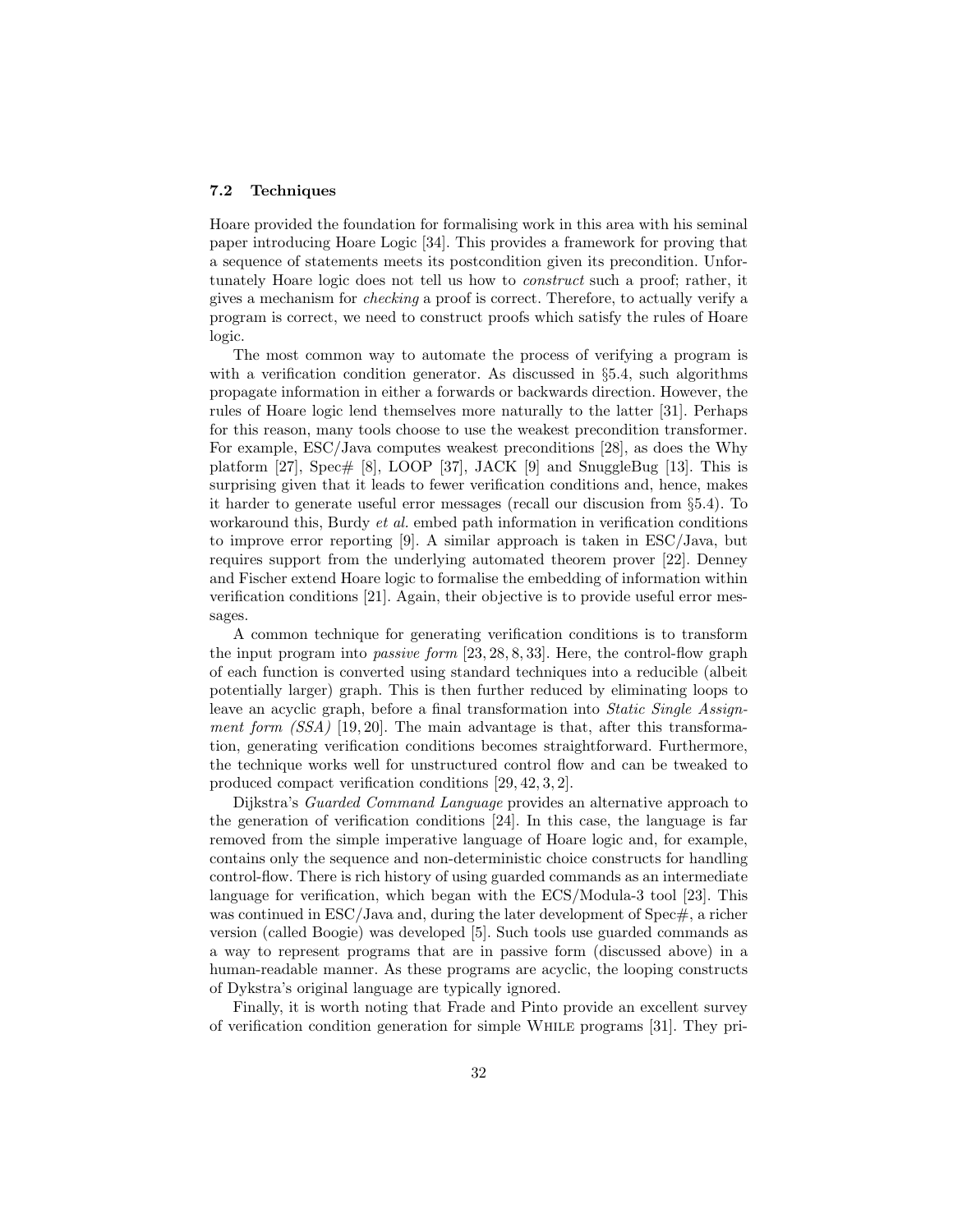### 7.2 Techniques

Hoare provided the foundation for formalising work in this area with his seminal paper introducing Hoare Logic [34]. This provides a framework for proving that a sequence of statements meets its postcondition given its precondition. Unfortunately Hoare logic does not tell us how to *construct* such a proof; rather, it gives a mechanism for *checking* a proof is correct. Therefore, to actually verify a program is correct, we need to construct proofs which satisfy the rules of Hoare logic.

The most common way to automate the process of verifying a program is with a verification condition generator. As discussed in §5.4, such algorithms propagate information in either a forwards or backwards direction. However, the rules of Hoare logic lend themselves more naturally to the latter [31]. Perhaps for this reason, many tools choose to use the weakest precondition transformer. For example, ESC/Java computes weakest preconditions [28], as does the Why platform [27], Spec# [8], LOOP [37], JACK [9] and SnuggleBug [13]. This is surprising given that it leads to fewer verification conditions and, hence, makes it harder to generate useful error messages (recall our discusion from §5.4). To workaround this, Burdy *et al.* embed path information in verification conditions to improve error reporting [9]. A similar approach is taken in ESC/Java, but requires support from the underlying automated theorem prover [22]. Denney and Fischer extend Hoare logic to formalise the embedding of information within verification conditions [21]. Again, their objective is to provide useful error messages.

A common technique for generating verification conditions is to transform the input program into *passive form* [23, 28, 8, 33]. Here, the control-flow graph of each function is converted using standard techniques into a reducible (albeit potentially larger) graph. This is then further reduced by eliminating loops to leave an acyclic graph, before a final transformation into *Static Single Assignment form (SSA)* [19, 20]. The main advantage is that, after this transformation, generating verification conditions becomes straightforward. Furthermore, the technique works well for unstructured control flow and can be tweaked to produced compact verification conditions [29, 42, 3, 2].

Dijkstra's *Guarded Command Language* provides an alternative approach to the generation of verification conditions [24]. In this case, the language is far removed from the simple imperative language of Hoare logic and, for example, contains only the sequence and non-deterministic choice constructs for handling control-flow. There is rich history of using guarded commands as an intermediate language for verification, which began with the ECS/Modula-3 tool [23]. This was continued in ESC/Java and, during the later development of Spec#, a richer version (called Boogie) was developed [5]. Such tools use guarded commands as a way to represent programs that are in passive form (discussed above) in a human-readable manner. As these programs are acyclic, the looping constructs of Dykstra's original language are typically ignored.

Finally, it is worth noting that Frade and Pinto provide an excellent survey of verification condition generation for simple WHILE programs [31]. They pri-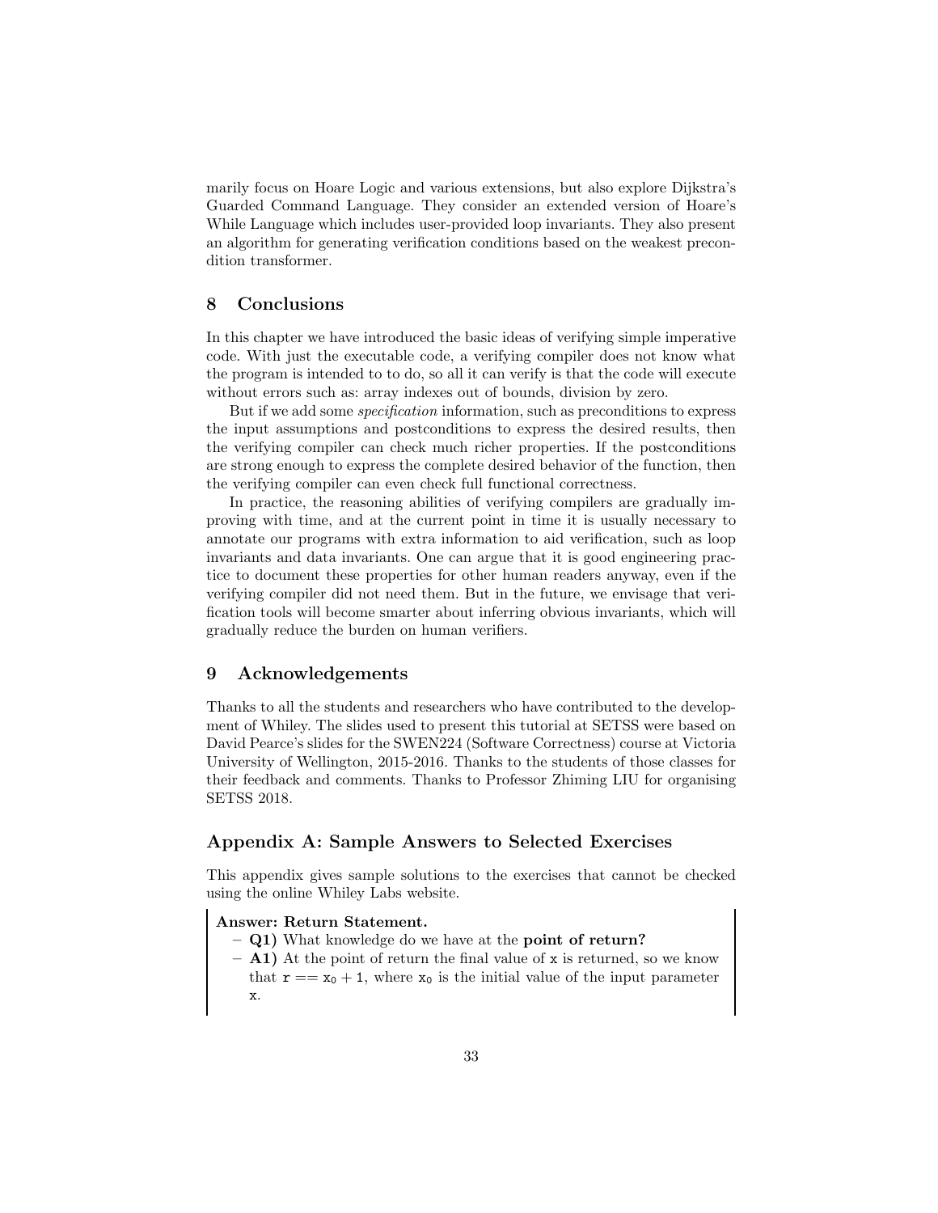marily focus on Hoare Logic and various extensions, but also explore Dijkstra's Guarded Command Language. They consider an extended version of Hoare's While Language which includes user-provided loop invariants. They also present an algorithm for generating verification conditions based on the weakest precondition transformer.

## 8 Conclusions

In this chapter we have introduced the basic ideas of verifying simple imperative code. With just the executable code, a verifying compiler does not know what the program is intended to to do, so all it can verify is that the code will execute without errors such as: array indexes out of bounds, division by zero.

But if we add some *specification* information, such as preconditions to express the input assumptions and postconditions to express the desired results, then the verifying compiler can check much richer properties. If the postconditions are strong enough to express the complete desired behavior of the function, then the verifying compiler can even check full functional correctness.

In practice, the reasoning abilities of verifying compilers are gradually improving with time, and at the current point in time it is usually necessary to annotate our programs with extra information to aid verification, such as loop invariants and data invariants. One can argue that it is good engineering practice to document these properties for other human readers anyway, even if the verifying compiler did not need them. But in the future, we envisage that verification tools will become smarter about inferring obvious invariants, which will gradually reduce the burden on human verifiers.

## 9 Acknowledgements

Thanks to all the students and researchers who have contributed to the development of Whiley. The slides used to present this tutorial at SETSS were based on David Pearce's slides for the SWEN224 (Software Correctness) course at Victoria University of Wellington, 2015-2016. Thanks to the students of those classes for their feedback and comments. Thanks to Professor Zhiming LIU for organising SETSS 2018.

## Appendix A: Sample Answers to Selected Exercises

This appendix gives sample solutions to the exercises that cannot be checked using the online Whiley Labs website.

**Answer: Return Statement.**

- **Q1)** What knowledge do we have at the **point of return?**
- **A1)** At the point of return the final value of `x` is returned, so we know that $\mathtt{r} == \mathtt{x}_0 + 1$, where $\mathtt{x}_0$ is the initial value of the input parameter `x`.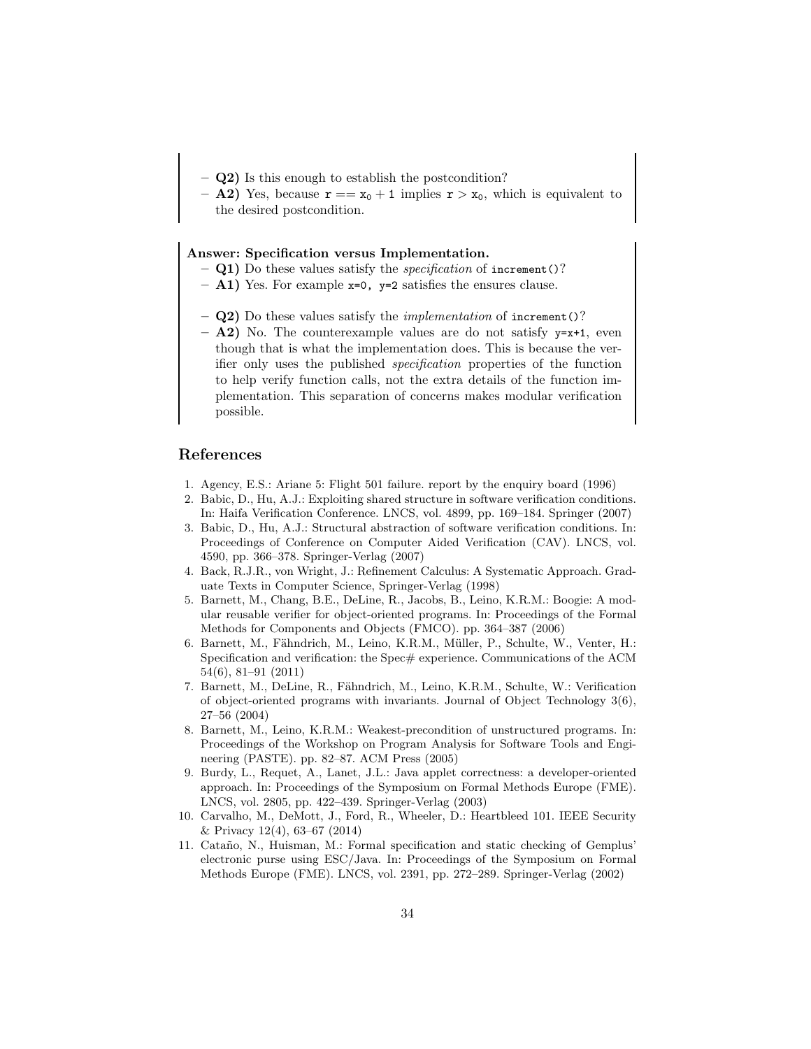- **Q2)** Is this enough to establish the postcondition?
- **A2)** Yes, because $\mathtt{r} == \mathtt{x}_0 + 1$ implies $\mathtt{r} > \mathtt{x}_0$, which is equivalent to the desired postcondition.

**Answer: Specification versus Implementation.**

- **Q1)** Do these values satisfy the *specification* of `increment()`?
- **A1)** Yes. For example `x=0, y=2` satisfies the ensures clause.

- **Q2)** Do these values satisfy the *implementation* of `increment()`?
- **A2)** No. The counterexample values are do not satisfy `y=x+1`, even though that is what the implementation does. This is because the verifier only uses the published *specification* properties of the function to help verify function calls, not the extra details of the function implementation. This separation of concerns makes modular verification possible.

## References

1. Agency, E.S.: Ariane 5: Flight 501 failure. report by the enquiry board (1996)
2. Babic, D., Hu, A.J.: Exploiting shared structure in software verification conditions. In: Haifa Verification Conference. LNCS, vol. 4899, pp. 169–184. Springer (2007)
3. Babic, D., Hu, A.J.: Structural abstraction of software verification conditions. In: Proceedings of Conference on Computer Aided Verification (CAV). LNCS, vol. 4590, pp. 366–378. Springer-Verlag (2007)
4. Back, R.J.R., von Wright, J.: Refinement Calculus: A Systematic Approach. Graduate Texts in Computer Science, Springer-Verlag (1998)
5. Barnett, M., Chang, B.E., DeLine, R., Jacobs, B., Leino, K.R.M.: Boogie: A modular reusable verifier for object-oriented programs. In: Proceedings of the Formal Methods for Components and Objects (FMCO). pp. 364–387 (2006)
6. Barnett, M., Fähndrich, M., Leino, K.R.M., Müller, P., Schulte, W., Venter, H.: Specification and verification: the Spec# experience. Communications of the ACM 54(6), 81–91 (2011)
7. Barnett, M., DeLine, R., Fähndrich, M., Leino, K.R.M., Schulte, W.: Verification of object-oriented programs with invariants. Journal of Object Technology 3(6), 27–56 (2004)
8. Barnett, M., Leino, K.R.M.: Weakest-precondition of unstructured programs. In: Proceedings of the Workshop on Program Analysis for Software Tools and Engineering (PASTE). pp. 82–87. ACM Press (2005)
9. Burdy, L., Requet, A., Lanet, J.L.: Java applet correctness: a developer-oriented approach. In: Proceedings of the Symposium on Formal Methods Europe (FME). LNCS, vol. 2805, pp. 422–439. Springer-Verlag (2003)
10. Carvalho, M., DeMott, J., Ford, R., Wheeler, D.: Heartbleed 101. IEEE Security & Privacy 12(4), 63–67 (2014)
11. Cataño, N., Huisman, M.: Formal specification and static checking of Gemplus' electronic purse using ESC/Java. In: Proceedings of the Symposium on Formal Methods Europe (FME). LNCS, vol. 2391, pp. 272–289. Springer-Verlag (2002)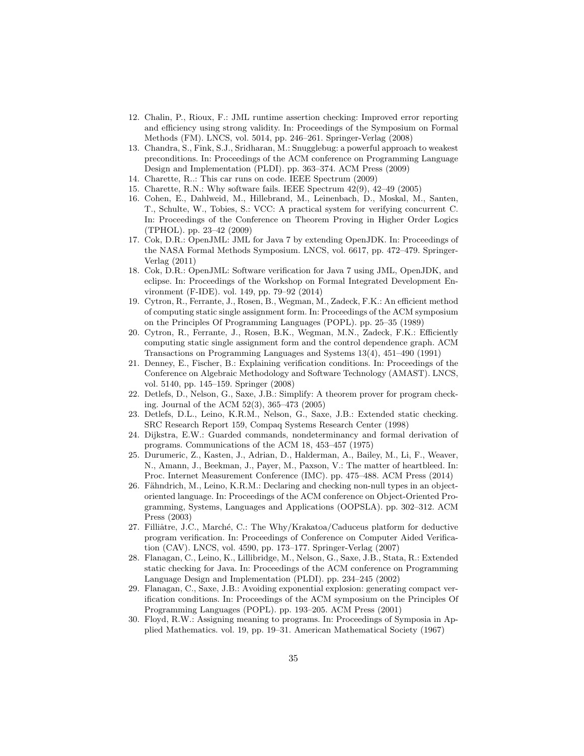12. Chalin, P., Rioux, F.: JML runtime assertion checking: Improved error reporting and efficiency using strong validity. In: Proceedings of the Symposium on Formal Methods (FM). LNCS, vol. 5014, pp. 246–261. Springer-Verlag (2008)
13. Chandra, S., Fink, S.J., Sridharan, M.: Snugglebug: a powerful approach to weakest preconditions. In: Proceedings of the ACM conference on Programming Language Design and Implementation (PLDI). pp. 363–374. ACM Press (2009)
14. Charette, R..: This car runs on code. IEEE Spectrum (2009)
15. Charette, R.N.: Why software fails. IEEE Spectrum 42(9), 42–49 (2005)
16. Cohen, E., Dahlweid, M., Hillebrand, M., Leinenbach, D., Moskal, M., Santen, T., Schulte, W., Tobies, S.: VCC: A practical system for verifying concurrent C. In: Proceedings of the Conference on Theorem Proving in Higher Order Logics (TPHOL). pp. 23–42 (2009)
17. Cok, D.R.: OpenJML: JML for Java 7 by extending OpenJDK. In: Proceedings of the NASA Formal Methods Symposium. LNCS, vol. 6617, pp. 472–479. Springer-Verlag (2011)
18. Cok, D.R.: OpenJML: Software verification for Java 7 using JML, OpenJDK, and eclipse. In: Proceedings of the Workshop on Formal Integrated Development Environment (F-IDE). vol. 149, pp. 79–92 (2014)
19. Cytron, R., Ferrante, J., Rosen, B., Wegman, M., Zadeck, F.K.: An efficient method of computing static single assignment form. In: Proceedings of the ACM symposium on the Principles Of Programming Languages (POPL). pp. 25–35 (1989)
20. Cytron, R., Ferrante, J., Rosen, B.K., Wegman, M.N., Zadeck, F.K.: Efficiently computing static single assignment form and the control dependence graph. ACM Transactions on Programming Languages and Systems 13(4), 451–490 (1991)
21. Denney, E., Fischer, B.: Explaining verification conditions. In: Proceedings of the Conference on Algebraic Methodology and Software Technology (AMAST). LNCS, vol. 5140, pp. 145–159. Springer (2008)
22. Detlefs, D., Nelson, G., Saxe, J.B.: Simplify: A theorem prover for program checking. Journal of the ACM 52(3), 365–473 (2005)
23. Detlefs, D.L., Leino, K.R.M., Nelson, G., Saxe, J.B.: Extended static checking. SRC Research Report 159, Compaq Systems Research Center (1998)
24. Dijkstra, E.W.: Guarded commands, nondeterminancy and formal derivation of programs. Communications of the ACM 18, 453–457 (1975)
25. Durumeric, Z., Kasten, J., Adrian, D., Halderman, A., Bailey, M., Li, F., Weaver, N., Amann, J., Beekman, J., Payer, M., Paxson, V.: The matter of heartbleed. In: Proc. Internet Measurement Conference (IMC). pp. 475–488. ACM Press (2014)
26. Fähndrich, M., Leino, K.R.M.: Declaring and checking non-null types in an object-oriented language. In: Proceedings of the ACM conference on Object-Oriented Programming, Systems, Languages and Applications (OOPSLA). pp. 302–312. ACM Press (2003)
27. Filliâtre, J.C., Marché, C.: The Why/Krakatoa/Caduceus platform for deductive program verification. In: Proceedings of Conference on Computer Aided Verification (CAV). LNCS, vol. 4590, pp. 173–177. Springer-Verlag (2007)
28. Flanagan, C., Leino, K., Lillibridge, M., Nelson, G., Saxe, J.B., Stata, R.: Extended static checking for Java. In: Proceedings of the ACM conference on Programming Language Design and Implementation (PLDI). pp. 234–245 (2002)
29. Flanagan, C., Saxe, J.B.: Avoiding exponential explosion: generating compact verification conditions. In: Proceedings of the ACM symposium on the Principles Of Programming Languages (POPL). pp. 193–205. ACM Press (2001)
30. Floyd, R.W.: Assigning meaning to programs. In: Proceedings of Symposia in Applied Mathematics. vol. 19, pp. 19–31. American Mathematical Society (1967)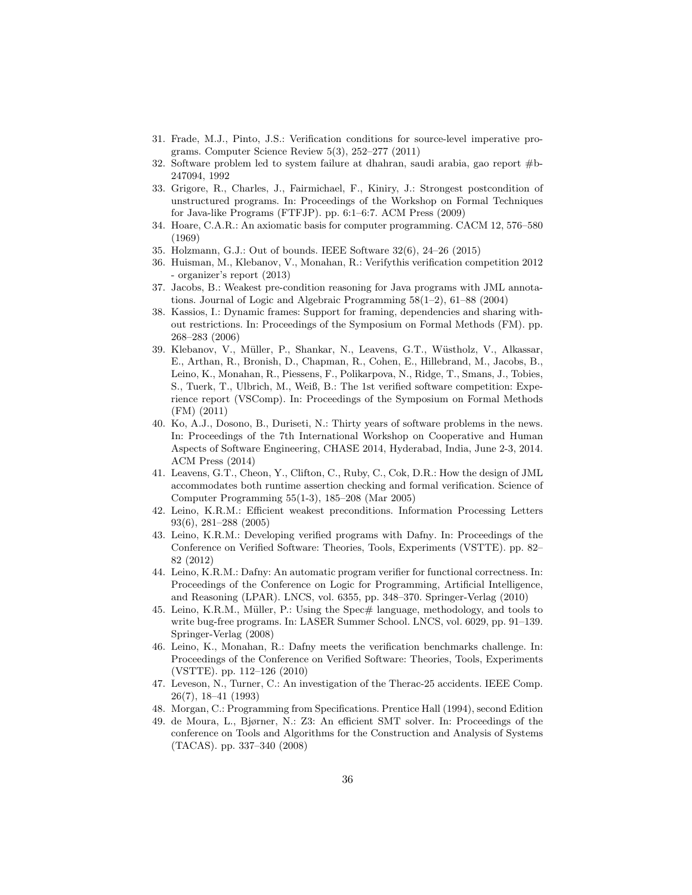31. Frade, M.J., Pinto, J.S.: Verification conditions for source-level imperative programs. Computer Science Review 5(3), 252–277 (2011)
32. Software problem led to system failure at dhahran, saudi arabia, gao report #b-247094, 1992
33. Grigore, R., Charles, J., Fairmichael, F., Kiniry, J.: Strongest postcondition of unstructured programs. In: Proceedings of the Workshop on Formal Techniques for Java-like Programs (FTFJP). pp. 6:1–6:7. ACM Press (2009)
34. Hoare, C.A.R.: An axiomatic basis for computer programming. CACM 12, 576–580 (1969)
35. Holzmann, G.J.: Out of bounds. IEEE Software 32(6), 24–26 (2015)
36. Huisman, M., Klebanov, V., Monahan, R.: Verifythis verification competition 2012 - organizer's report (2013)
37. Jacobs, B.: Weakest pre-condition reasoning for Java programs with JML annotations. Journal of Logic and Algebraic Programming 58(1–2), 61–88 (2004)
38. Kassios, I.: Dynamic frames: Support for framing, dependencies and sharing without restrictions. In: Proceedings of the Symposium on Formal Methods (FM). pp. 268–283 (2006)
39. Klebanov, V., Müller, P., Shankar, N., Leavens, G.T., Wüstholz, V., Alkassar, E., Arthan, R., Bronish, D., Chapman, R., Cohen, E., Hillebrand, M., Jacobs, B., Leino, K., Monahan, R., Piessens, F., Polikarpova, N., Ridge, T., Smans, J., Tobies, S., Tuerk, T., Ulbrich, M., Weiß, B.: The 1st verified software competition: Experience report (VSComp). In: Proceedings of the Symposium on Formal Methods (FM) (2011)
40. Ko, A.J., Dosono, B., Duriseti, N.: Thirty years of software problems in the news. In: Proceedings of the 7th International Workshop on Cooperative and Human Aspects of Software Engineering, CHASE 2014, Hyderabad, India, June 2-3, 2014. ACM Press (2014)
41. Leavens, G.T., Cheon, Y., Clifton, C., Ruby, C., Cok, D.R.: How the design of JML accommodates both runtime assertion checking and formal verification. Science of Computer Programming 55(1-3), 185–208 (Mar 2005)
42. Leino, K.R.M.: Efficient weakest preconditions. Information Processing Letters 93(6), 281–288 (2005)
43. Leino, K.R.M.: Developing verified programs with Dafny. In: Proceedings of the Conference on Verified Software: Theories, Tools, Experiments (VSTTE). pp. 82–82 (2012)
44. Leino, K.R.M.: Dafny: An automatic program verifier for functional correctness. In: Proceedings of the Conference on Logic for Programming, Artificial Intelligence, and Reasoning (LPAR). LNCS, vol. 6355, pp. 348–370. Springer-Verlag (2010)
45. Leino, K.R.M., Müller, P.: Using the Spec# language, methodology, and tools to write bug-free programs. In: LASER Summer School. LNCS, vol. 6029, pp. 91–139. Springer-Verlag (2008)
46. Leino, K., Monahan, R.: Dafny meets the verification benchmarks challenge. In: Proceedings of the Conference on Verified Software: Theories, Tools, Experiments (VSTTE). pp. 112–126 (2010)
47. Leveson, N., Turner, C.: An investigation of the Therac-25 accidents. IEEE Comp. 26(7), 18–41 (1993)
48. Morgan, C.: Programming from Specifications. Prentice Hall (1994), second Edition
49. de Moura, L., Bjørner, N.: Z3: An efficient SMT solver. In: Proceedings of the conference on Tools and Algorithms for the Construction and Analysis of Systems (TACAS). pp. 337–340 (2008)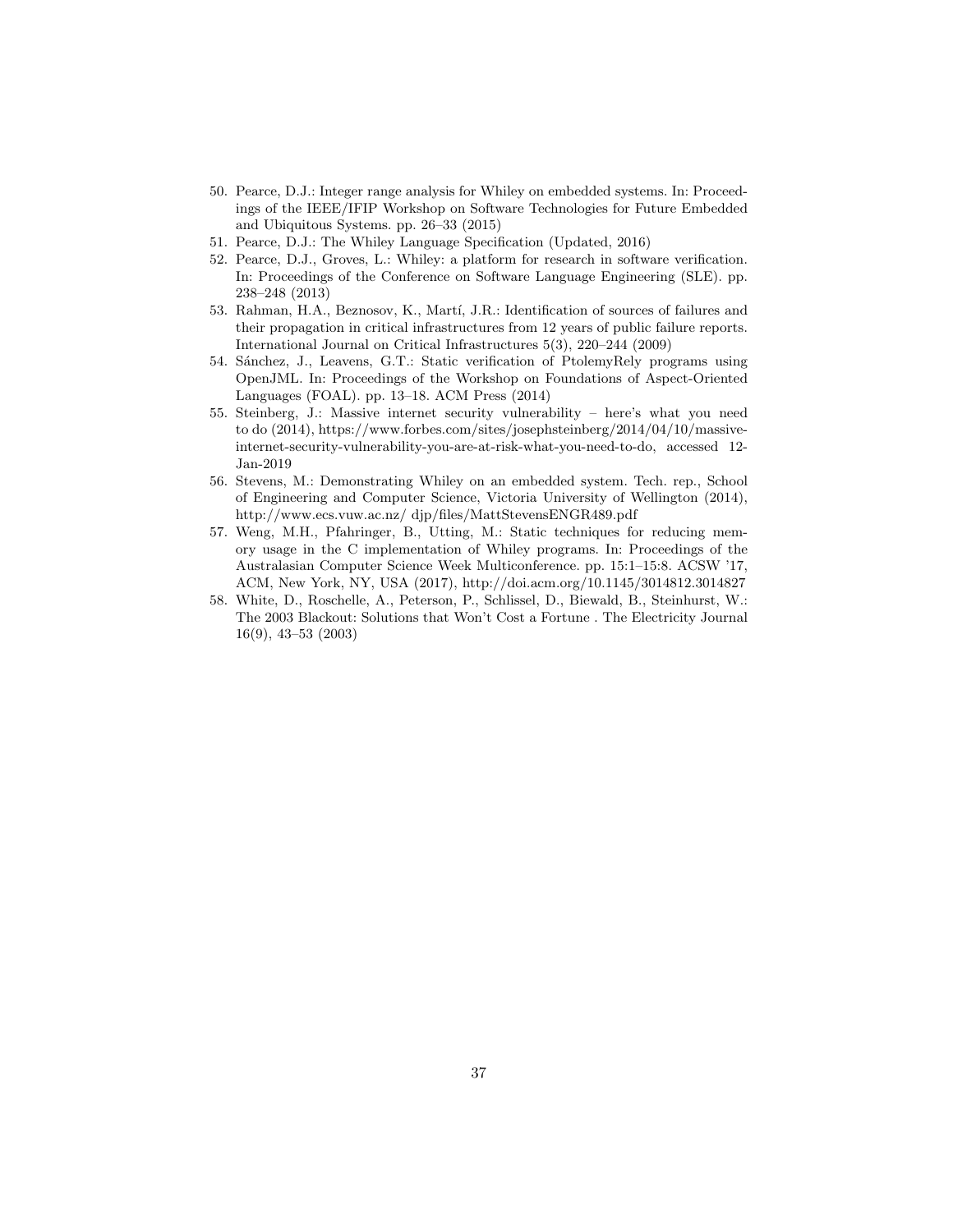50. Pearce, D.J.: Integer range analysis for Whiley on embedded systems. In: Proceedings of the IEEE/IFIP Workshop on Software Technologies for Future Embedded and Ubiquitous Systems. pp. 26–33 (2015)
51. Pearce, D.J.: The Whiley Language Specification (Updated, 2016)
52. Pearce, D.J., Groves, L.: Whiley: a platform for research in software verification. In: Proceedings of the Conference on Software Language Engineering (SLE). pp. 238–248 (2013)
53. Rahman, H.A., Beznosov, K., Martí, J.R.: Identification of sources of failures and their propagation in critical infrastructures from 12 years of public failure reports. International Journal on Critical Infrastructures 5(3), 220–244 (2009)
54. Sánchez, J., Leavens, G.T.: Static verification of PtolemyRely programs using OpenJML. In: Proceedings of the Workshop on Foundations of Aspect-Oriented Languages (FOAL). pp. 13–18. ACM Press (2014)
55. Steinberg, J.: Massive internet security vulnerability – here's what you need to do (2014), https://www.forbes.com/sites/josephsteinberg/2014/04/10/massive-internet-security-vulnerability-you-are-at-risk-what-you-need-to-do, accessed 12-Jan-2019
56. Stevens, M.: Demonstrating Whiley on an embedded system. Tech. rep., School of Engineering and Computer Science, Victoria University of Wellington (2014), http://www.ecs.vuw.ac.nz/ djp/files/MattStevensENGR489.pdf
57. Weng, M.H., Pfahringer, B., Utting, M.: Static techniques for reducing memory usage in the C implementation of Whiley programs. In: Proceedings of the Australasian Computer Science Week Multiconference. pp. 15:1–15:8. ACSW '17, ACM, New York, NY, USA (2017), http://doi.acm.org/10.1145/3014812.3014827
58. White, D., Roschelle, A., Peterson, P., Schlissel, D., Biewald, B., Steinhurst, W.: The 2003 Blackout: Solutions that Won't Cost a Fortune . The Electricity Journal 16(9), 43–53 (2003)